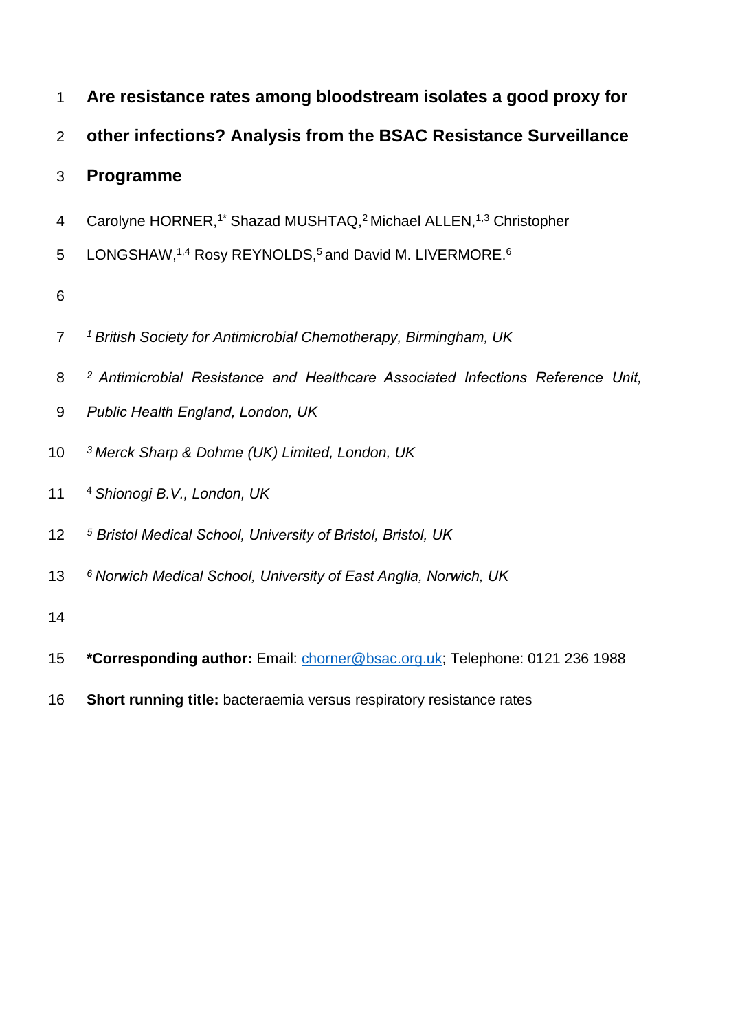# Are resistance rates among bloodstream isolates a good proxy for other infections? Analysis from the BSAC Resistance Surveillance Programme

Carolyne HORNER,[1*] Shazad MUSHTAQ,[2] Michael ALLEN,[1,3] Christopher LONGSHAW,[1,4] Rosy REYNOLDS,[5] and David M. LIVERMORE.[6]

[1] *British Society for Antimicrobial Chemotherapy, Birmingham, UK*

[2] *Antimicrobial Resistance and Healthcare Associated Infections Reference Unit, Public Health England, London, UK*

[3] *Merck Sharp & Dohme (UK) Limited, London, UK*

[4] *Shionogi B.V., London, UK*

[5] *Bristol Medical School, University of Bristol, Bristol, UK*

[6] *Norwich Medical School, University of East Anglia, Norwich, UK*

**\*Corresponding author:** Email: chorner@bsac.org.uk; Telephone: 0121 236 1988

**Short running title:** bacteraemia versus respiratory resistance rates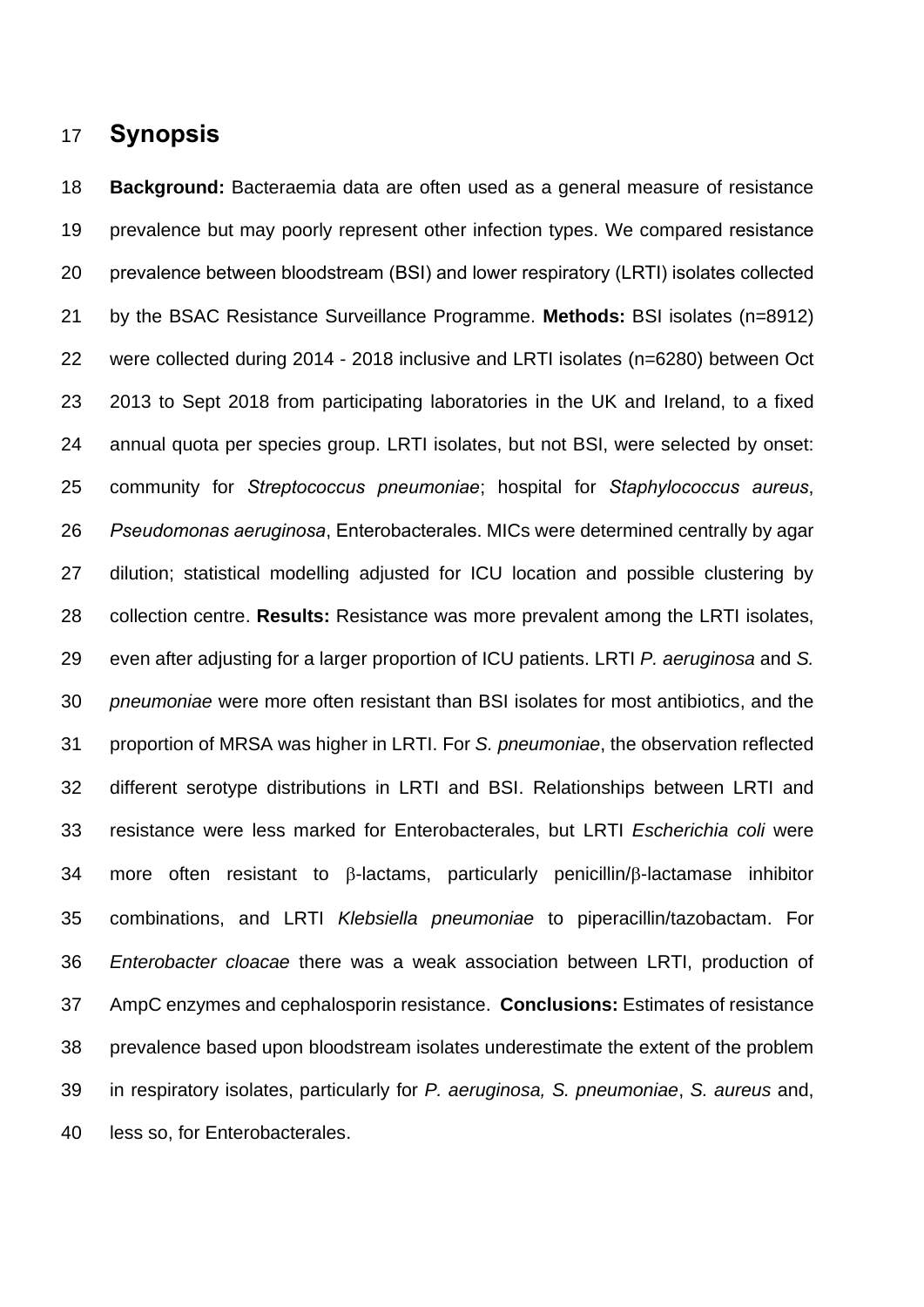## Synopsis

**Background:** Bacteraemia data are often used as a general measure of resistance prevalence but may poorly represent other infection types. We compared resistance prevalence between bloodstream (BSI) and lower respiratory (LRTI) isolates collected by the BSAC Resistance Surveillance Programme. **Methods:** BSI isolates (n=8912) were collected during 2014 - 2018 inclusive and LRTI isolates (n=6280) between Oct 2013 to Sept 2018 from participating laboratories in the UK and Ireland, to a fixed annual quota per species group. LRTI isolates, but not BSI, were selected by onset: community for *Streptococcus pneumoniae*; hospital for *Staphylococcus aureus*, *Pseudomonas aeruginosa*, Enterobacterales. MICs were determined centrally by agar dilution; statistical modelling adjusted for ICU location and possible clustering by collection centre. **Results:** Resistance was more prevalent among the LRTI isolates, even after adjusting for a larger proportion of ICU patients. LRTI *P. aeruginosa* and *S. pneumoniae* were more often resistant than BSI isolates for most antibiotics, and the proportion of MRSA was higher in LRTI. For *S. pneumoniae*, the observation reflected different serotype distributions in LRTI and BSI. Relationships between LRTI and resistance were less marked for Enterobacterales, but LRTI *Escherichia coli* were more often resistant to β-lactams, particularly penicillin/β-lactamase inhibitor combinations, and LRTI *Klebsiella pneumoniae* to piperacillin/tazobactam. For *Enterobacter cloacae* there was a weak association between LRTI, production of AmpC enzymes and cephalosporin resistance. **Conclusions:** Estimates of resistance prevalence based upon bloodstream isolates underestimate the extent of the problem in respiratory isolates, particularly for *P. aeruginosa, S. pneumoniae*, *S. aureus* and, less so, for Enterobacterales.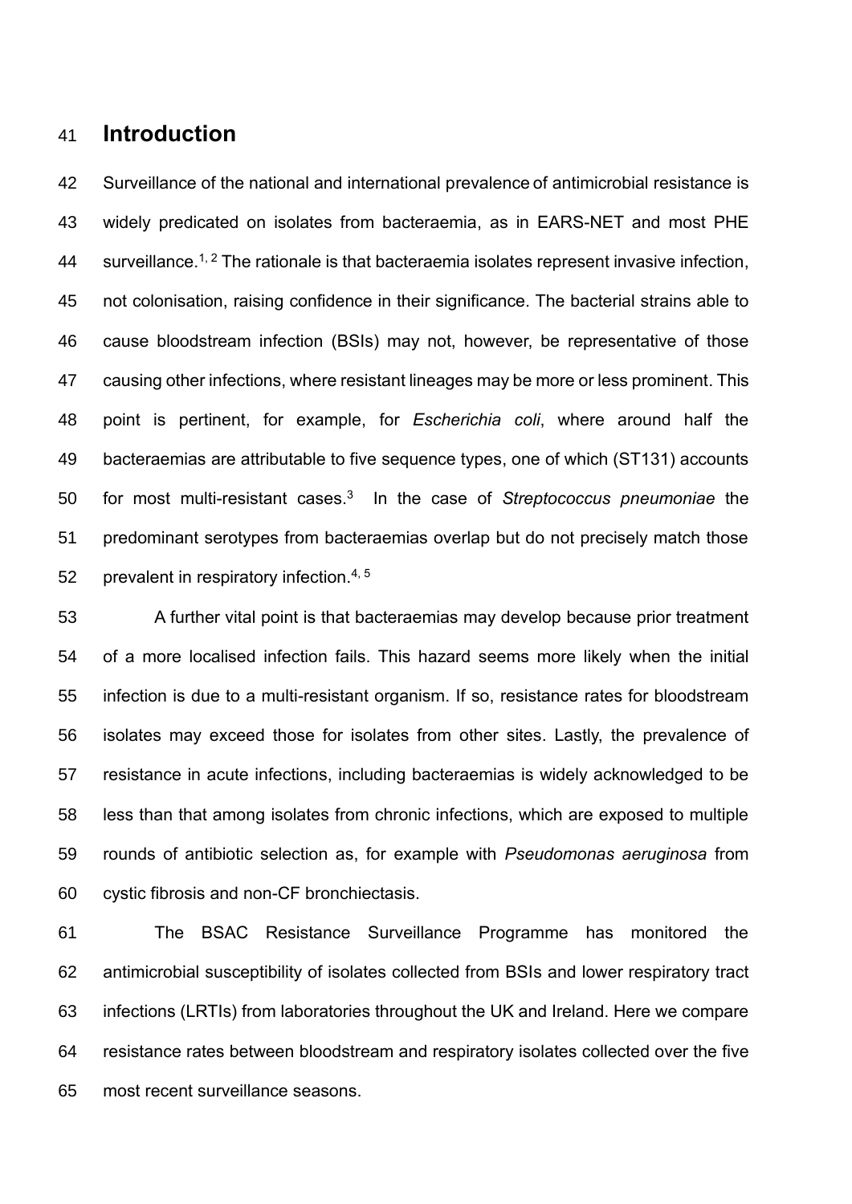## Introduction

Surveillance of the national and international prevalence of antimicrobial resistance is widely predicated on isolates from bacteraemia, as in EARS-NET and most PHE surveillance.[1, 2] The rationale is that bacteraemia isolates represent invasive infection, not colonisation, raising confidence in their significance. The bacterial strains able to cause bloodstream infection (BSIs) may not, however, be representative of those causing other infections, where resistant lineages may be more or less prominent. This point is pertinent, for example, for *Escherichia coli*, where around half the bacteraemias are attributable to five sequence types, one of which (ST131) accounts for most multi-resistant cases.[3] In the case of *Streptococcus pneumoniae* the predominant serotypes from bacteraemias overlap but do not precisely match those prevalent in respiratory infection.[4, 5]

A further vital point is that bacteraemias may develop because prior treatment of a more localised infection fails. This hazard seems more likely when the initial infection is due to a multi-resistant organism. If so, resistance rates for bloodstream isolates may exceed those for isolates from other sites. Lastly, the prevalence of resistance in acute infections, including bacteraemias is widely acknowledged to be less than that among isolates from chronic infections, which are exposed to multiple rounds of antibiotic selection as, for example with *Pseudomonas aeruginosa* from cystic fibrosis and non-CF bronchiectasis.

The BSAC Resistance Surveillance Programme has monitored the antimicrobial susceptibility of isolates collected from BSIs and lower respiratory tract infections (LRTIs) from laboratories throughout the UK and Ireland. Here we compare resistance rates between bloodstream and respiratory isolates collected over the five most recent surveillance seasons.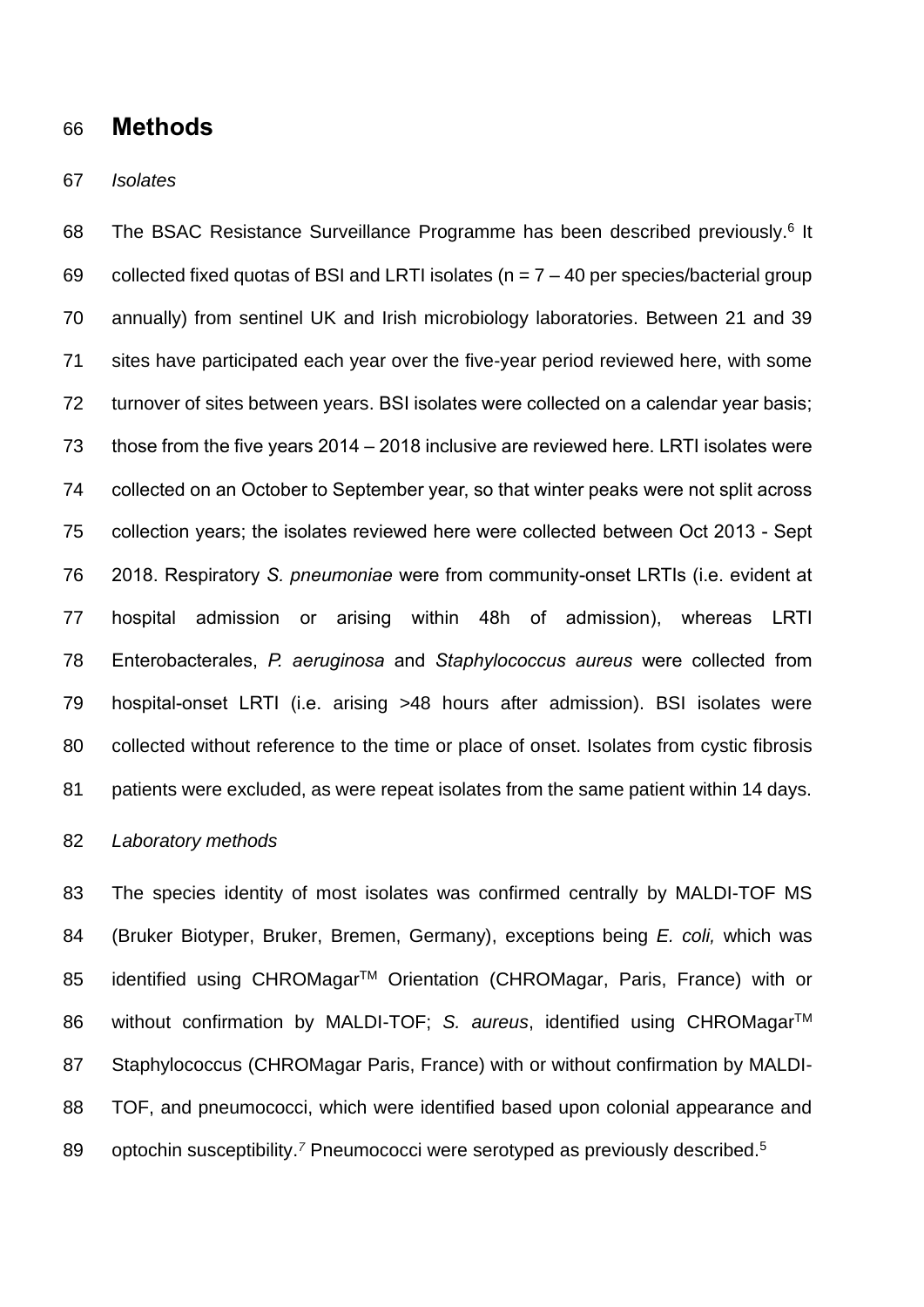## Methods

*Isolates*

The BSAC Resistance Surveillance Programme has been described previously.[6] It collected fixed quotas of BSI and LRTI isolates (n = 7 – 40 per species/bacterial group annually) from sentinel UK and Irish microbiology laboratories. Between 21 and 39 sites have participated each year over the five-year period reviewed here, with some turnover of sites between years. BSI isolates were collected on a calendar year basis; those from the five years 2014 – 2018 inclusive are reviewed here. LRTI isolates were collected on an October to September year, so that winter peaks were not split across collection years; the isolates reviewed here were collected between Oct 2013 - Sept 2018. Respiratory *S. pneumoniae* were from community-onset LRTIs (i.e. evident at hospital admission or arising within 48h of admission), whereas LRTI Enterobacterales, *P. aeruginosa* and *Staphylococcus aureus* were collected from hospital-onset LRTI (i.e. arising >48 hours after admission). BSI isolates were collected without reference to the time or place of onset. Isolates from cystic fibrosis patients were excluded, as were repeat isolates from the same patient within 14 days.

*Laboratory methods*

The species identity of most isolates was confirmed centrally by MALDI-TOF MS (Bruker Biotyper, Bruker, Bremen, Germany), exceptions being *E. coli,* which was identified using CHROMagar™ Orientation (CHROMagar, Paris, France) with or without confirmation by MALDI-TOF; *S. aureus*, identified using CHROMagar™ Staphylococcus (CHROMagar Paris, France) with or without confirmation by MALDI-TOF, and pneumococci, which were identified based upon colonial appearance and optochin susceptibility.[7] Pneumococci were serotyped as previously described.[5]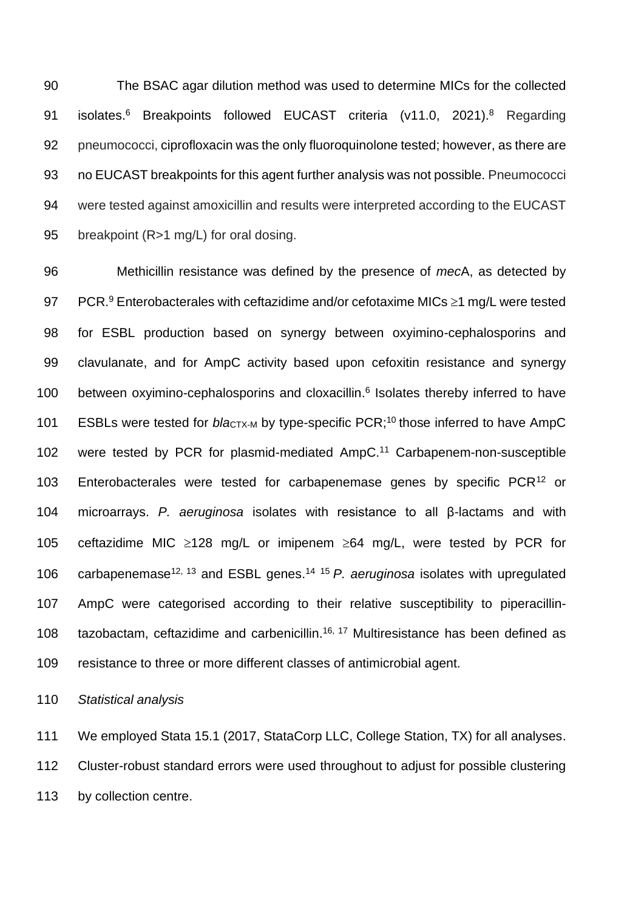The BSAC agar dilution method was used to determine MICs for the collected isolates.[6] Breakpoints followed EUCAST criteria (v11.0, 2021).[8] Regarding pneumococci, ciprofloxacin was the only fluoroquinolone tested; however, as there are no EUCAST breakpoints for this agent further analysis was not possible. Pneumococci were tested against amoxicillin and results were interpreted according to the EUCAST breakpoint (R>1 mg/L) for oral dosing.

Methicillin resistance was defined by the presence of *mec*A, as detected by PCR.[9] Enterobacterales with ceftazidime and/or cefotaxime MICs ≥1 mg/L were tested for ESBL production based on synergy between oxyimino-cephalosporins and clavulanate, and for AmpC activity based upon cefoxitin resistance and synergy between oxyimino-cephalosporins and cloxacillin.[6] Isolates thereby inferred to have ESBLs were tested for $bla_{CTX-M}$ by type-specific PCR;[10] those inferred to have AmpC were tested by PCR for plasmid-mediated AmpC.[11] Carbapenem-non-susceptible Enterobacterales were tested for carbapenemase genes by specific PCR[12] or microarrays. *P. aeruginosa* isolates with resistance to all β-lactams and with ceftazidime MIC ≥128 mg/L or imipenem ≥64 mg/L, were tested by PCR for carbapenemase[12, 13] and ESBL genes.[14 15] *P. aeruginosa* isolates with upregulated AmpC were categorised according to their relative susceptibility to piperacillin-tazobactam, ceftazidime and carbenicillin.[16, 17] Multiresistance has been defined as resistance to three or more different classes of antimicrobial agent.

*Statistical analysis*

We employed Stata 15.1 (2017, StataCorp LLC, College Station, TX) for all analyses. Cluster-robust standard errors were used throughout to adjust for possible clustering by collection centre.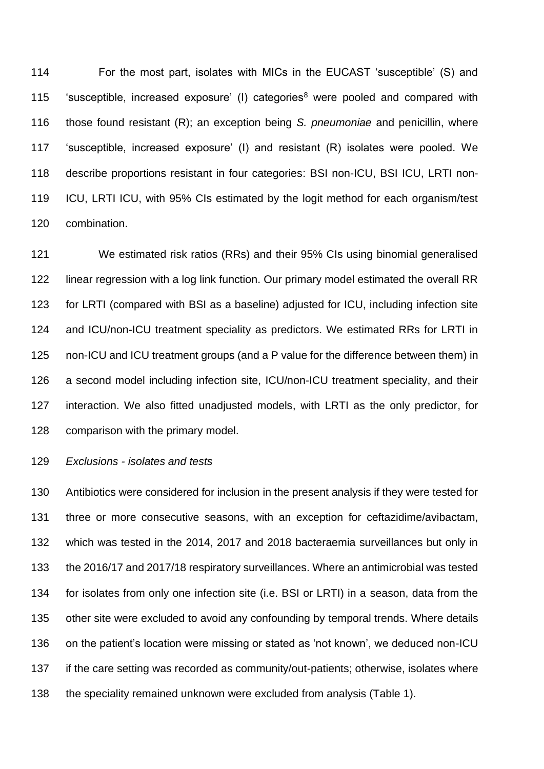For the most part, isolates with MICs in the EUCAST 'susceptible' (S) and 'susceptible, increased exposure' (I) categories[8] were pooled and compared with those found resistant (R); an exception being *S. pneumoniae* and penicillin, where 'susceptible, increased exposure' (I) and resistant (R) isolates were pooled. We describe proportions resistant in four categories: BSI non-ICU, BSI ICU, LRTI non-ICU, LRTI ICU, with 95% CIs estimated by the logit method for each organism/test combination.

We estimated risk ratios (RRs) and their 95% CIs using binomial generalised linear regression with a log link function. Our primary model estimated the overall RR for LRTI (compared with BSI as a baseline) adjusted for ICU, including infection site and ICU/non-ICU treatment speciality as predictors. We estimated RRs for LRTI in non-ICU and ICU treatment groups (and a P value for the difference between them) in a second model including infection site, ICU/non-ICU treatment speciality, and their interaction. We also fitted unadjusted models, with LRTI as the only predictor, for comparison with the primary model.

*Exclusions - isolates and tests*

Antibiotics were considered for inclusion in the present analysis if they were tested for three or more consecutive seasons, with an exception for ceftazidime/avibactam, which was tested in the 2014, 2017 and 2018 bacteraemia surveillances but only in the 2016/17 and 2017/18 respiratory surveillances. Where an antimicrobial was tested for isolates from only one infection site (i.e. BSI or LRTI) in a season, data from the other site were excluded to avoid any confounding by temporal trends. Where details on the patient's location were missing or stated as 'not known', we deduced non-ICU if the care setting was recorded as community/out-patients; otherwise, isolates where the speciality remained unknown were excluded from analysis (Table 1).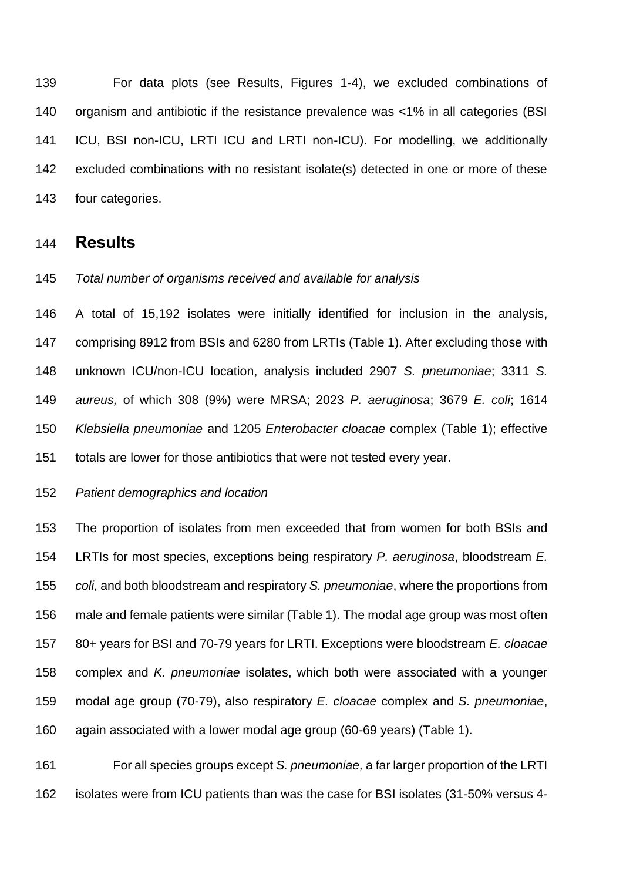For data plots (see Results, Figures 1-4), we excluded combinations of organism and antibiotic if the resistance prevalence was <1% in all categories (BSI ICU, BSI non-ICU, LRTI ICU and LRTI non-ICU). For modelling, we additionally excluded combinations with no resistant isolate(s) detected in one or more of these four categories.

## Results

*Total number of organisms received and available for analysis*

A total of 15,192 isolates were initially identified for inclusion in the analysis, comprising 8912 from BSIs and 6280 from LRTIs (Table 1). After excluding those with unknown ICU/non-ICU location, analysis included 2907 *S. pneumoniae*; 3311 *S. aureus,* of which 308 (9%) were MRSA; 2023 *P. aeruginosa*; 3679 *E. coli*; 1614 *Klebsiella pneumoniae* and 1205 *Enterobacter cloacae* complex (Table 1); effective totals are lower for those antibiotics that were not tested every year.

*Patient demographics and location*

The proportion of isolates from men exceeded that from women for both BSIs and LRTIs for most species, exceptions being respiratory *P. aeruginosa*, bloodstream *E. coli,* and both bloodstream and respiratory *S. pneumoniae*, where the proportions from male and female patients were similar (Table 1). The modal age group was most often 80+ years for BSI and 70-79 years for LRTI. Exceptions were bloodstream *E. cloacae* complex and *K. pneumoniae* isolates, which both were associated with a younger modal age group (70-79), also respiratory *E. cloacae* complex and *S. pneumoniae*, again associated with a lower modal age group (60-69 years) (Table 1).

For all species groups except *S. pneumoniae,* a far larger proportion of the LRTI isolates were from ICU patients than was the case for BSI isolates (31-50% versus 4-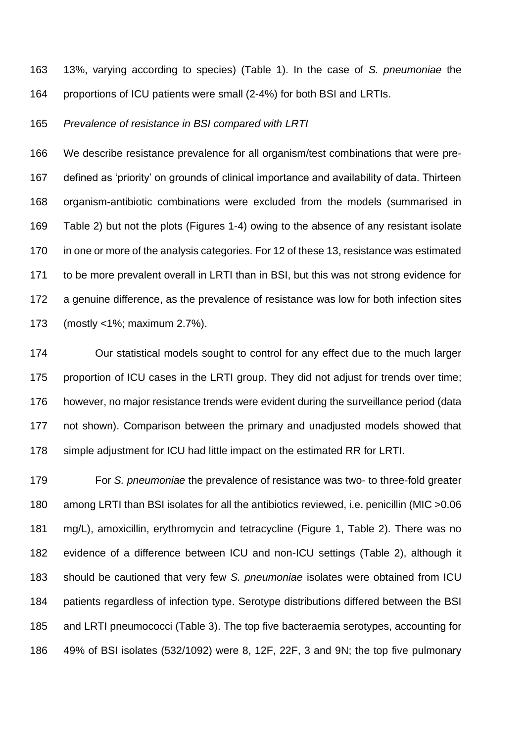13%, varying according to species) (Table 1). In the case of *S. pneumoniae* the proportions of ICU patients were small (2-4%) for both BSI and LRTIs.

*Prevalence of resistance in BSI compared with LRTI*

We describe resistance prevalence for all organism/test combinations that were pre-defined as 'priority' on grounds of clinical importance and availability of data. Thirteen organism-antibiotic combinations were excluded from the models (summarised in Table 2) but not the plots (Figures 1-4) owing to the absence of any resistant isolate in one or more of the analysis categories. For 12 of these 13, resistance was estimated to be more prevalent overall in LRTI than in BSI, but this was not strong evidence for a genuine difference, as the prevalence of resistance was low for both infection sites (mostly <1%; maximum 2.7%).

Our statistical models sought to control for any effect due to the much larger proportion of ICU cases in the LRTI group. They did not adjust for trends over time; however, no major resistance trends were evident during the surveillance period (data not shown). Comparison between the primary and unadjusted models showed that simple adjustment for ICU had little impact on the estimated RR for LRTI.

For *S. pneumoniae* the prevalence of resistance was two- to three-fold greater among LRTI than BSI isolates for all the antibiotics reviewed, i.e. penicillin (MIC >0.06 mg/L), amoxicillin, erythromycin and tetracycline (Figure 1, Table 2). There was no evidence of a difference between ICU and non-ICU settings (Table 2), although it should be cautioned that very few *S. pneumoniae* isolates were obtained from ICU patients regardless of infection type. Serotype distributions differed between the BSI and LRTI pneumococci (Table 3). The top five bacteraemia serotypes, accounting for 49% of BSI isolates (532/1092) were 8, 12F, 22F, 3 and 9N; the top five pulmonary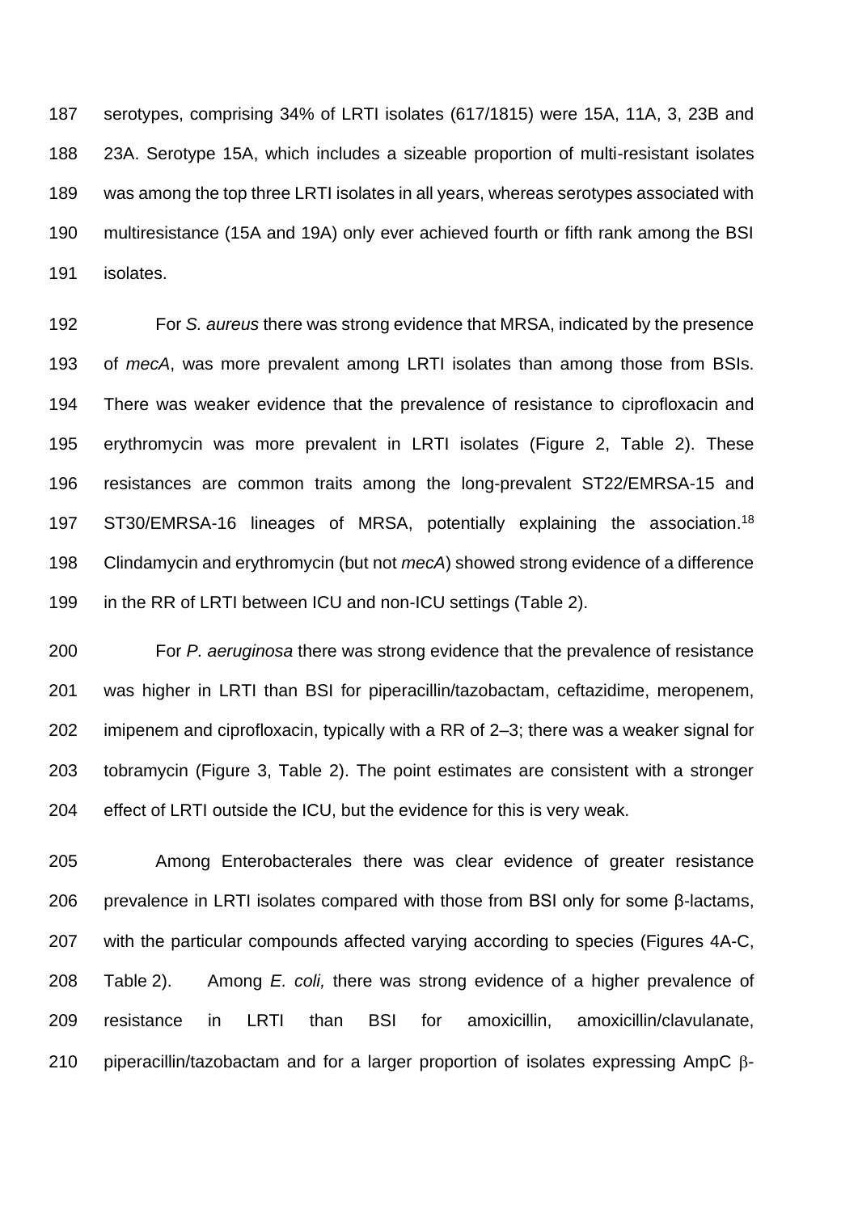serotypes, comprising 34% of LRTI isolates (617/1815) were 15A, 11A, 3, 23B and 23A. Serotype 15A, which includes a sizeable proportion of multi-resistant isolates was among the top three LRTI isolates in all years, whereas serotypes associated with multiresistance (15A and 19A) only ever achieved fourth or fifth rank among the BSI isolates.

For *S. aureus* there was strong evidence that MRSA, indicated by the presence of *mecA*, was more prevalent among LRTI isolates than among those from BSIs. There was weaker evidence that the prevalence of resistance to ciprofloxacin and erythromycin was more prevalent in LRTI isolates (Figure 2, Table 2). These resistances are common traits among the long-prevalent ST22/EMRSA-15 and ST30/EMRSA-16 lineages of MRSA, potentially explaining the association.[18] Clindamycin and erythromycin (but not *mecA*) showed strong evidence of a difference in the RR of LRTI between ICU and non-ICU settings (Table 2).

For *P. aeruginosa* there was strong evidence that the prevalence of resistance was higher in LRTI than BSI for piperacillin/tazobactam, ceftazidime, meropenem, imipenem and ciprofloxacin, typically with a RR of 2–3; there was a weaker signal for tobramycin (Figure 3, Table 2). The point estimates are consistent with a stronger effect of LRTI outside the ICU, but the evidence for this is very weak.

Among Enterobacterales there was clear evidence of greater resistance prevalence in LRTI isolates compared with those from BSI only for some β-lactams, with the particular compounds affected varying according to species (Figures 4A-C, Table 2). Among *E. coli,* there was strong evidence of a higher prevalence of resistance in LRTI than BSI for amoxicillin, amoxicillin/clavulanate, piperacillin/tazobactam and for a larger proportion of isolates expressing AmpC β-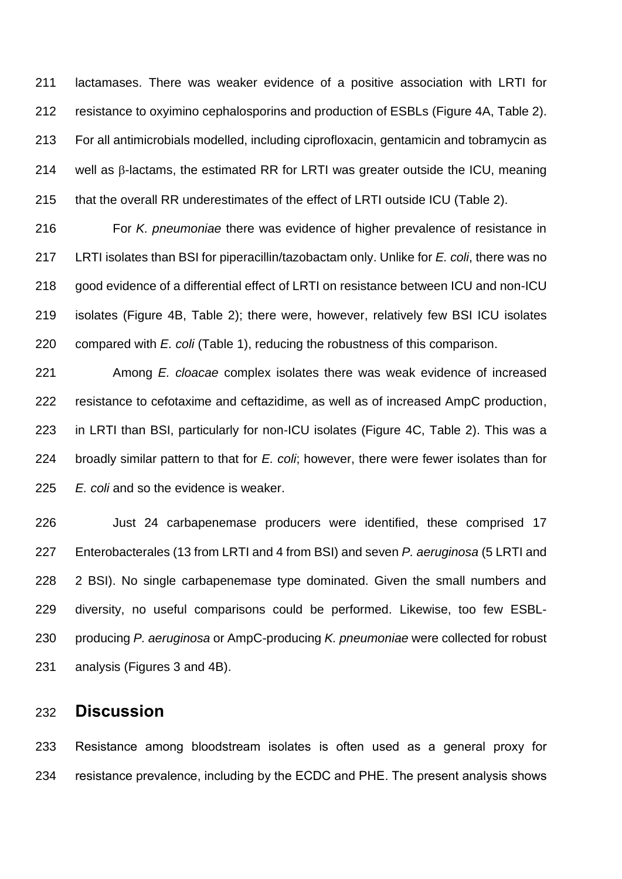lactamases. There was weaker evidence of a positive association with LRTI for resistance to oxyimino cephalosporins and production of ESBLs (Figure 4A, Table 2). For all antimicrobials modelled, including ciprofloxacin, gentamicin and tobramycin as well as β-lactams, the estimated RR for LRTI was greater outside the ICU, meaning that the overall RR underestimates of the effect of LRTI outside ICU (Table 2).

For *K. pneumoniae* there was evidence of higher prevalence of resistance in LRTI isolates than BSI for piperacillin/tazobactam only. Unlike for *E. coli*, there was no good evidence of a differential effect of LRTI on resistance between ICU and non-ICU isolates (Figure 4B, Table 2); there were, however, relatively few BSI ICU isolates compared with *E. coli* (Table 1), reducing the robustness of this comparison.

Among *E. cloacae* complex isolates there was weak evidence of increased resistance to cefotaxime and ceftazidime, as well as of increased AmpC production, in LRTI than BSI, particularly for non-ICU isolates (Figure 4C, Table 2). This was a broadly similar pattern to that for *E. coli*; however, there were fewer isolates than for *E. coli* and so the evidence is weaker.

Just 24 carbapenemase producers were identified, these comprised 17 Enterobacterales (13 from LRTI and 4 from BSI) and seven *P. aeruginosa* (5 LRTI and 2 BSI). No single carbapenemase type dominated. Given the small numbers and diversity, no useful comparisons could be performed. Likewise, too few ESBL-producing *P. aeruginosa* or AmpC-producing *K. pneumoniae* were collected for robust analysis (Figures 3 and 4B).

## Discussion

Resistance among bloodstream isolates is often used as a general proxy for resistance prevalence, including by the ECDC and PHE. The present analysis shows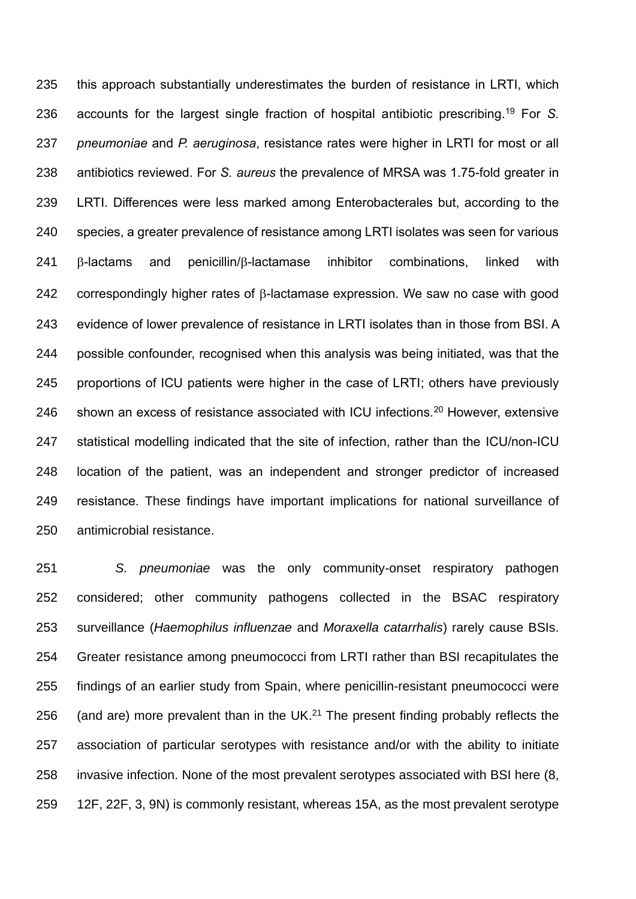this approach substantially underestimates the burden of resistance in LRTI, which accounts for the largest single fraction of hospital antibiotic prescribing.[19] For *S. pneumoniae* and *P. aeruginosa*, resistance rates were higher in LRTI for most or all antibiotics reviewed. For *S. aureus* the prevalence of MRSA was 1.75-fold greater in LRTI. Differences were less marked among Enterobacterales but, according to the species, a greater prevalence of resistance among LRTI isolates was seen for various β-lactams and penicillin/β-lactamase inhibitor combinations, linked with correspondingly higher rates of β-lactamase expression. We saw no case with good evidence of lower prevalence of resistance in LRTI isolates than in those from BSI. A possible confounder, recognised when this analysis was being initiated, was that the proportions of ICU patients were higher in the case of LRTI; others have previously shown an excess of resistance associated with ICU infections.[20] However, extensive statistical modelling indicated that the site of infection, rather than the ICU/non-ICU location of the patient, was an independent and stronger predictor of increased resistance. These findings have important implications for national surveillance of antimicrobial resistance.

*S. pneumoniae* was the only community-onset respiratory pathogen considered; other community pathogens collected in the BSAC respiratory surveillance (*Haemophilus influenzae* and *Moraxella catarrhalis*) rarely cause BSIs. Greater resistance among pneumococci from LRTI rather than BSI recapitulates the findings of an earlier study from Spain, where penicillin-resistant pneumococci were (and are) more prevalent than in the UK.[21] The present finding probably reflects the association of particular serotypes with resistance and/or with the ability to initiate invasive infection. None of the most prevalent serotypes associated with BSI here (8, 12F, 22F, 3, 9N) is commonly resistant, whereas 15A, as the most prevalent serotype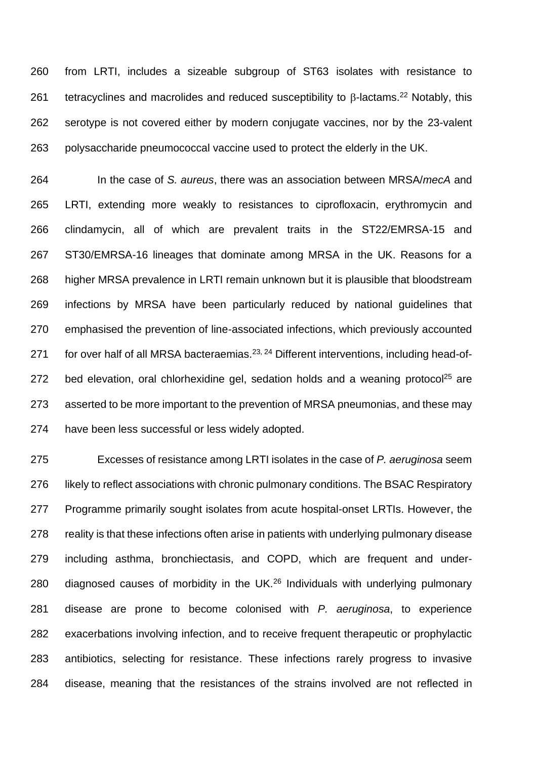from LRTI, includes a sizeable subgroup of ST63 isolates with resistance to tetracyclines and macrolides and reduced susceptibility to β-lactams.[22] Notably, this serotype is not covered either by modern conjugate vaccines, nor by the 23-valent polysaccharide pneumococcal vaccine used to protect the elderly in the UK.

In the case of *S. aureus*, there was an association between MRSA/*mecA* and LRTI, extending more weakly to resistances to ciprofloxacin, erythromycin and clindamycin, all of which are prevalent traits in the ST22/EMRSA-15 and ST30/EMRSA-16 lineages that dominate among MRSA in the UK. Reasons for a higher MRSA prevalence in LRTI remain unknown but it is plausible that bloodstream infections by MRSA have been particularly reduced by national guidelines that emphasised the prevention of line-associated infections, which previously accounted for over half of all MRSA bacteraemias.[23, 24] Different interventions, including head-of-bed elevation, oral chlorhexidine gel, sedation holds and a weaning protocol[25] are asserted to be more important to the prevention of MRSA pneumonias, and these may have been less successful or less widely adopted.

Excesses of resistance among LRTI isolates in the case of *P. aeruginosa* seem likely to reflect associations with chronic pulmonary conditions. The BSAC Respiratory Programme primarily sought isolates from acute hospital-onset LRTIs. However, the reality is that these infections often arise in patients with underlying pulmonary disease including asthma, bronchiectasis, and COPD, which are frequent and under-diagnosed causes of morbidity in the UK.[26] Individuals with underlying pulmonary disease are prone to become colonised with *P. aeruginosa*, to experience exacerbations involving infection, and to receive frequent therapeutic or prophylactic antibiotics, selecting for resistance. These infections rarely progress to invasive disease, meaning that the resistances of the strains involved are not reflected in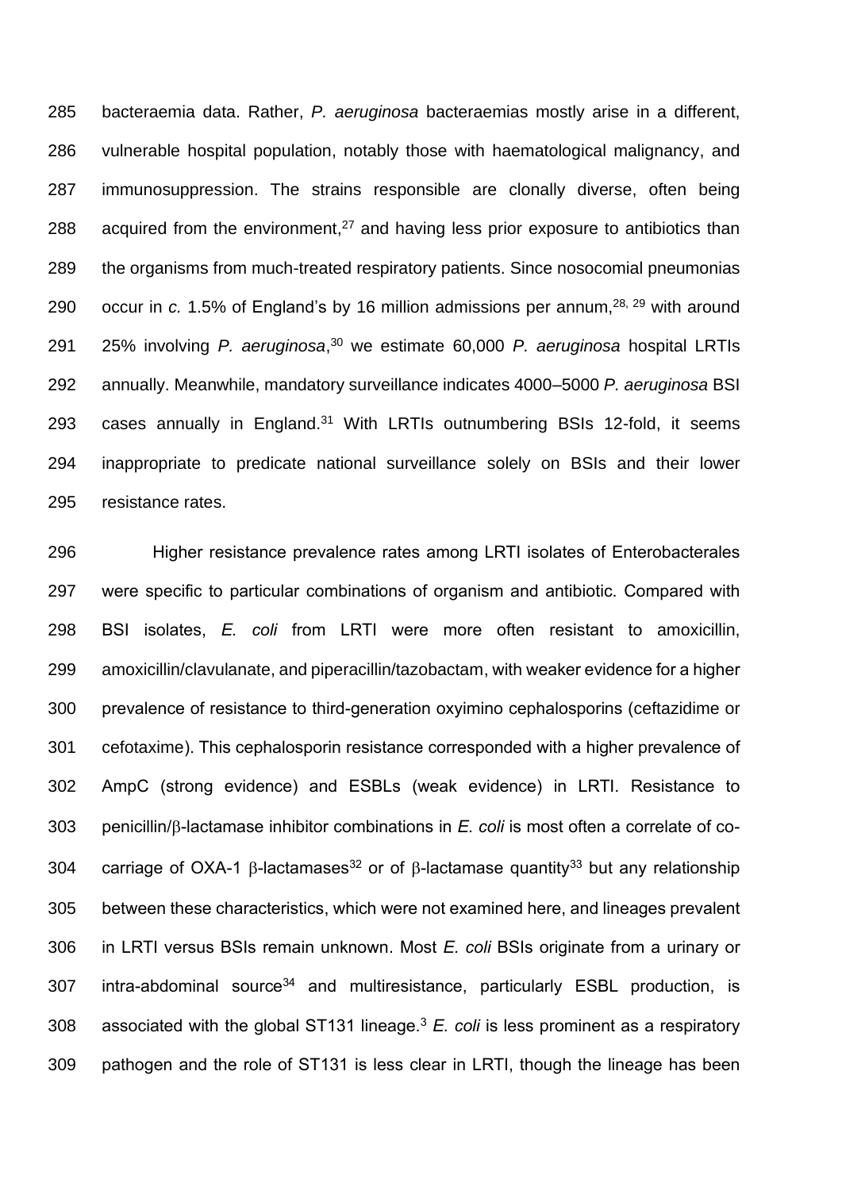bacteraemia data. Rather, *P. aeruginosa* bacteraemias mostly arise in a different, vulnerable hospital population, notably those with haematological malignancy, and immunosuppression. The strains responsible are clonally diverse, often being acquired from the environment,[27] and having less prior exposure to antibiotics than the organisms from much-treated respiratory patients. Since nosocomial pneumonias occur in *c.* 1.5% of England's by 16 million admissions per annum,[28, 29] with around 25% involving *P. aeruginosa*,[30] we estimate 60,000 *P. aeruginosa* hospital LRTIs annually. Meanwhile, mandatory surveillance indicates 4000–5000 *P. aeruginosa* BSI cases annually in England.[31] With LRTIs outnumbering BSIs 12-fold, it seems inappropriate to predicate national surveillance solely on BSIs and their lower resistance rates.

Higher resistance prevalence rates among LRTI isolates of Enterobacterales were specific to particular combinations of organism and antibiotic. Compared with BSI isolates, *E. coli* from LRTI were more often resistant to amoxicillin, amoxicillin/clavulanate, and piperacillin/tazobactam, with weaker evidence for a higher prevalence of resistance to third-generation oxyimino cephalosporins (ceftazidime or cefotaxime). This cephalosporin resistance corresponded with a higher prevalence of AmpC (strong evidence) and ESBLs (weak evidence) in LRTI. Resistance to penicillin/$\beta$-lactamase inhibitor combinations in *E. coli* is most often a correlate of co-carriage of OXA-1 $\beta$-lactamases[32] or of $\beta$-lactamase quantity[33] but any relationship between these characteristics, which were not examined here, and lineages prevalent in LRTI versus BSIs remain unknown. Most *E. coli* BSIs originate from a urinary or intra-abdominal source[34] and multiresistance, particularly ESBL production, is associated with the global ST131 lineage.[3] *E. coli* is less prominent as a respiratory pathogen and the role of ST131 is less clear in LRTI, though the lineage has been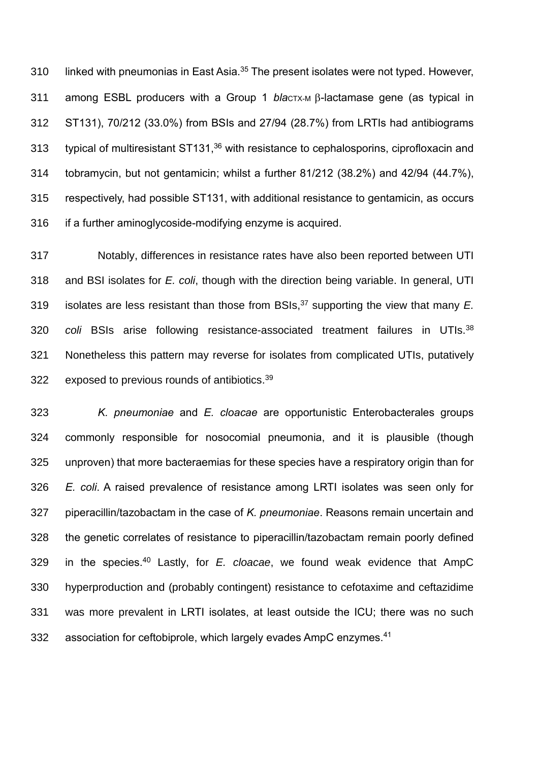linked with pneumonias in East Asia.[35] The present isolates were not typed. However, among ESBL producers with a Group 1 *bla*$_{CTX-M}$ β-lactamase gene (as typical in ST131), 70/212 (33.0%) from BSIs and 27/94 (28.7%) from LRTIs had antibiograms typical of multiresistant ST131,[36] with resistance to cephalosporins, ciprofloxacin and tobramycin, but not gentamicin; whilst a further 81/212 (38.2%) and 42/94 (44.7%), respectively, had possible ST131, with additional resistance to gentamicin, as occurs if a further aminoglycoside-modifying enzyme is acquired.

Notably, differences in resistance rates have also been reported between UTI and BSI isolates for *E. coli*, though with the direction being variable. In general, UTI isolates are less resistant than those from BSIs,[37] supporting the view that many *E. coli* BSIs arise following resistance-associated treatment failures in UTIs.[38] Nonetheless this pattern may reverse for isolates from complicated UTIs, putatively exposed to previous rounds of antibiotics.[39]

*K. pneumoniae* and *E. cloacae* are opportunistic Enterobacterales groups commonly responsible for nosocomial pneumonia, and it is plausible (though unproven) that more bacteraemias for these species have a respiratory origin than for *E. coli*. A raised prevalence of resistance among LRTI isolates was seen only for piperacillin/tazobactam in the case of *K. pneumoniae*. Reasons remain uncertain and the genetic correlates of resistance to piperacillin/tazobactam remain poorly defined in the species.[40] Lastly, for *E. cloacae*, we found weak evidence that AmpC hyperproduction and (probably contingent) resistance to cefotaxime and ceftazidime was more prevalent in LRTI isolates, at least outside the ICU; there was no such association for ceftobiprole, which largely evades AmpC enzymes.[41]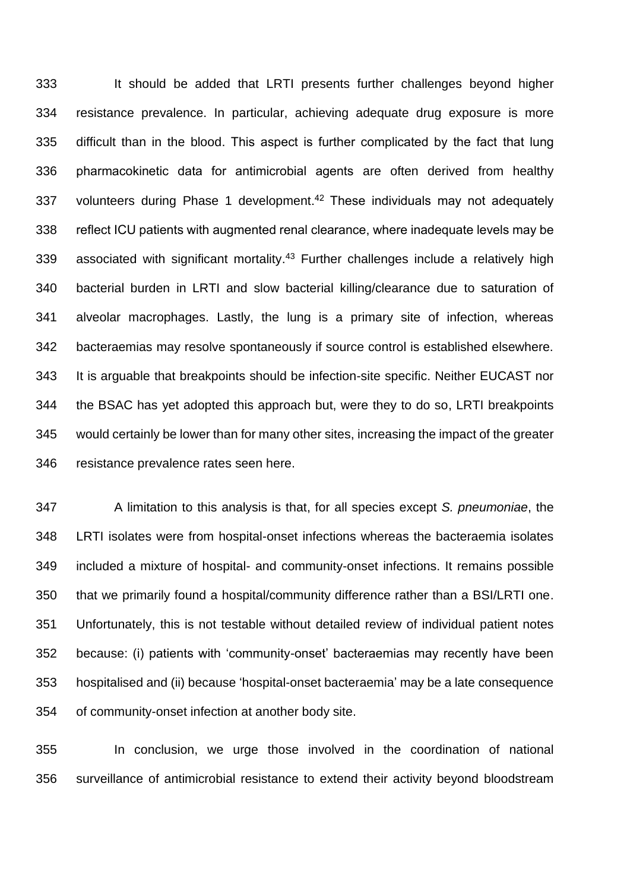It should be added that LRTI presents further challenges beyond higher resistance prevalence. In particular, achieving adequate drug exposure is more difficult than in the blood. This aspect is further complicated by the fact that lung pharmacokinetic data for antimicrobial agents are often derived from healthy volunteers during Phase 1 development.[42] These individuals may not adequately reflect ICU patients with augmented renal clearance, where inadequate levels may be associated with significant mortality.[43] Further challenges include a relatively high bacterial burden in LRTI and slow bacterial killing/clearance due to saturation of alveolar macrophages. Lastly, the lung is a primary site of infection, whereas bacteraemias may resolve spontaneously if source control is established elsewhere. It is arguable that breakpoints should be infection-site specific. Neither EUCAST nor the BSAC has yet adopted this approach but, were they to do so, LRTI breakpoints would certainly be lower than for many other sites, increasing the impact of the greater resistance prevalence rates seen here.

A limitation to this analysis is that, for all species except *S. pneumoniae*, the LRTI isolates were from hospital-onset infections whereas the bacteraemia isolates included a mixture of hospital- and community-onset infections. It remains possible that we primarily found a hospital/community difference rather than a BSI/LRTI one. Unfortunately, this is not testable without detailed review of individual patient notes because: (i) patients with 'community-onset' bacteraemias may recently have been hospitalised and (ii) because 'hospital-onset bacteraemia' may be a late consequence of community-onset infection at another body site.

In conclusion, we urge those involved in the coordination of national surveillance of antimicrobial resistance to extend their activity beyond bloodstream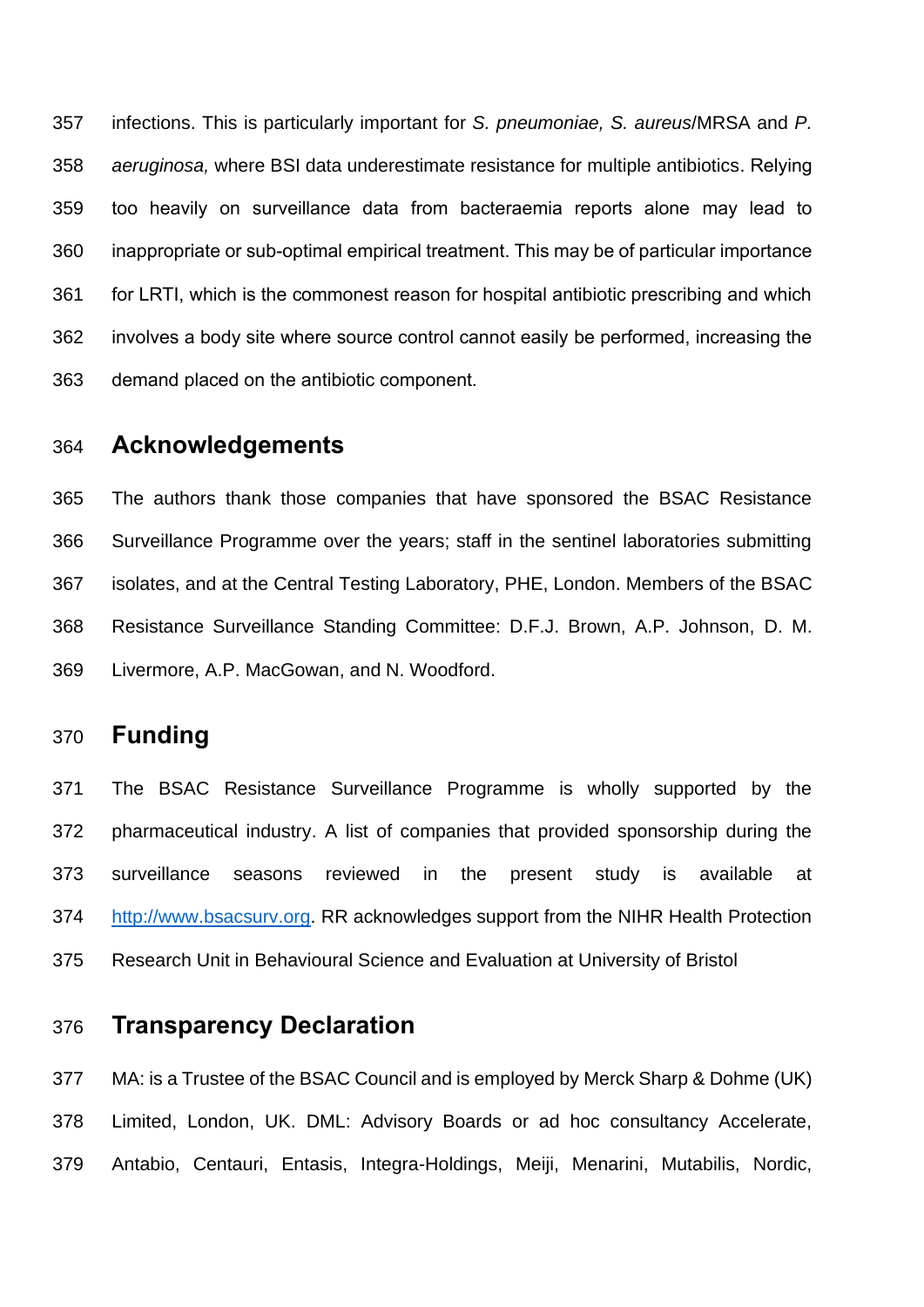infections. This is particularly important for *S. pneumoniae, S. aureus*/MRSA and *P. aeruginosa,* where BSI data underestimate resistance for multiple antibiotics. Relying too heavily on surveillance data from bacteraemia reports alone may lead to inappropriate or sub-optimal empirical treatment. This may be of particular importance for LRTI, which is the commonest reason for hospital antibiotic prescribing and which involves a body site where source control cannot easily be performed, increasing the demand placed on the antibiotic component.

## Acknowledgements

The authors thank those companies that have sponsored the BSAC Resistance Surveillance Programme over the years; staff in the sentinel laboratories submitting isolates, and at the Central Testing Laboratory, PHE, London. Members of the BSAC Resistance Surveillance Standing Committee: D.F.J. Brown, A.P. Johnson, D. M. Livermore, A.P. MacGowan, and N. Woodford.

## Funding

The BSAC Resistance Surveillance Programme is wholly supported by the pharmaceutical industry. A list of companies that provided sponsorship during the surveillance seasons reviewed in the present study is available at http://www.bsacsurv.org. RR acknowledges support from the NIHR Health Protection Research Unit in Behavioural Science and Evaluation at University of Bristol

## Transparency Declaration

MA: is a Trustee of the BSAC Council and is employed by Merck Sharp & Dohme (UK) Limited, London, UK. DML: Advisory Boards or ad hoc consultancy Accelerate, Antabio, Centauri, Entasis, Integra-Holdings, Meiji, Menarini, Mutabilis, Nordic,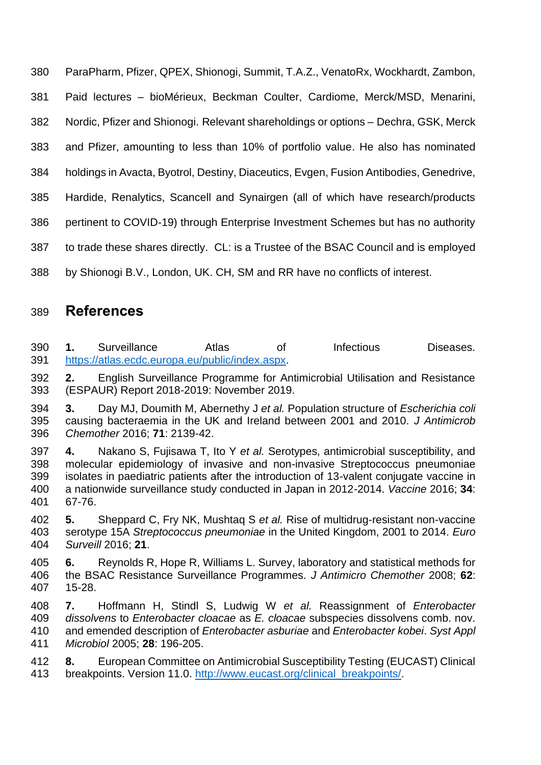ParaPharm, Pfizer, QPEX, Shionogi, Summit, T.A.Z., VenatoRx, Wockhardt, Zambon, Paid lectures – bioMérieux, Beckman Coulter, Cardiome, Merck/MSD, Menarini, Nordic, Pfizer and Shionogi. Relevant shareholdings or options – Dechra, GSK, Merck and Pfizer, amounting to less than 10% of portfolio value. He also has nominated holdings in Avacta, Byotrol, Destiny, Diaceutics, Evgen, Fusion Antibodies, Genedrive, Hardide, Renalytics, Scancell and Synairgen (all of which have research/products pertinent to COVID-19) through Enterprise Investment Schemes but has no authority to trade these shares directly. CL: is a Trustee of the BSAC Council and is employed by Shionogi B.V., London, UK. CH, SM and RR have no conflicts of interest.

## References

**1.** Surveillance Atlas of Infectious Diseases. https://atlas.ecdc.europa.eu/public/index.aspx.

**2.** English Surveillance Programme for Antimicrobial Utilisation and Resistance (ESPAUR) Report 2018-2019: November 2019.

**3.** Day MJ, Doumith M, Abernethy J *et al.* Population structure of *Escherichia coli* causing bacteraemia in the UK and Ireland between 2001 and 2010. *J Antimicrob Chemother* 2016; **71**: 2139-42.

**4.** Nakano S, Fujisawa T, Ito Y *et al.* Serotypes, antimicrobial susceptibility, and molecular epidemiology of invasive and non-invasive Streptococcus pneumoniae isolates in paediatric patients after the introduction of 13-valent conjugate vaccine in a nationwide surveillance study conducted in Japan in 2012-2014. *Vaccine* 2016; **34**: 67-76.

**5.** Sheppard C, Fry NK, Mushtaq S *et al.* Rise of multidrug-resistant non-vaccine serotype 15A *Streptococcus pneumoniae* in the United Kingdom, 2001 to 2014. *Euro Surveill* 2016; **21**.

**6.** Reynolds R, Hope R, Williams L. Survey, laboratory and statistical methods for the BSAC Resistance Surveillance Programmes. *J Antimicro Chemother* 2008; **62**: 15-28.

**7.** Hoffmann H, Stindl S, Ludwig W *et al.* Reassignment of *Enterobacter dissolvens* to *Enterobacter cloacae* as *E. cloacae* subspecies dissolvens comb. nov. and emended description of *Enterobacter asburiae* and *Enterobacter kobei*. *Syst Appl Microbiol* 2005; **28**: 196-205.

**8.** European Committee on Antimicrobial Susceptibility Testing (EUCAST) Clinical breakpoints. Version 11.0. http://www.eucast.org/clinical_breakpoints/.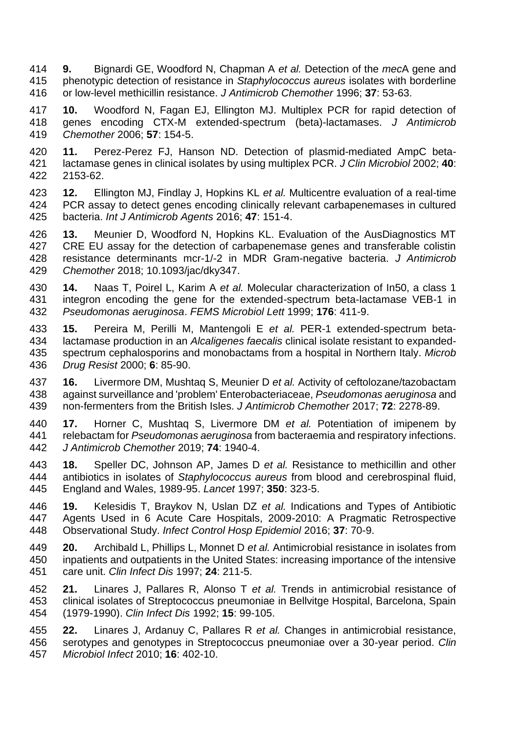**9.** Bignardi GE, Woodford N, Chapman A *et al.* Detection of the *mec*A gene and phenotypic detection of resistance in *Staphylococcus aureus* isolates with borderline or low-level methicillin resistance. *J Antimicrob Chemother* 1996; **37**: 53-63.

**10.** Woodford N, Fagan EJ, Ellington MJ. Multiplex PCR for rapid detection of genes encoding CTX-M extended-spectrum (beta)-lactamases. *J Antimicrob Chemother* 2006; **57**: 154-5.

**11.** Perez-Perez FJ, Hanson ND. Detection of plasmid-mediated AmpC beta-lactamase genes in clinical isolates by using multiplex PCR. *J Clin Microbiol* 2002; **40**: 2153-62.

**12.** Ellington MJ, Findlay J, Hopkins KL *et al.* Multicentre evaluation of a real-time PCR assay to detect genes encoding clinically relevant carbapenemases in cultured bacteria. *Int J Antimicrob Agents* 2016; **47**: 151-4.

**13.** Meunier D, Woodford N, Hopkins KL. Evaluation of the AusDiagnostics MT CRE EU assay for the detection of carbapenemase genes and transferable colistin resistance determinants mcr-1/-2 in MDR Gram-negative bacteria. *J Antimicrob Chemother* 2018; 10.1093/jac/dky347.

**14.** Naas T, Poirel L, Karim A *et al.* Molecular characterization of In50, a class 1 integron encoding the gene for the extended-spectrum beta-lactamase VEB-1 in *Pseudomonas aeruginosa*. *FEMS Microbiol Lett* 1999; **176**: 411-9.

**15.** Pereira M, Perilli M, Mantengoli E *et al.* PER-1 extended-spectrum beta-lactamase production in an *Alcaligenes faecalis* clinical isolate resistant to expanded-spectrum cephalosporins and monobactams from a hospital in Northern Italy. *Microb Drug Resist* 2000; **6**: 85-90.

**16.** Livermore DM, Mushtaq S, Meunier D *et al.* Activity of ceftolozane/tazobactam against surveillance and 'problem' Enterobacteriaceae, *Pseudomonas aeruginosa* and non-fermenters from the British Isles. *J Antimicrob Chemother* 2017; **72**: 2278-89.

**17.** Horner C, Mushtaq S, Livermore DM *et al.* Potentiation of imipenem by relebactam for *Pseudomonas aeruginosa* from bacteraemia and respiratory infections. *J Antimicrob Chemother* 2019; **74**: 1940-4.

**18.** Speller DC, Johnson AP, James D *et al.* Resistance to methicillin and other antibiotics in isolates of *Staphylococcus aureus* from blood and cerebrospinal fluid, England and Wales, 1989-95. *Lancet* 1997; **350**: 323-5.

**19.** Kelesidis T, Braykov N, Uslan DZ *et al.* Indications and Types of Antibiotic Agents Used in 6 Acute Care Hospitals, 2009-2010: A Pragmatic Retrospective Observational Study. *Infect Control Hosp Epidemiol* 2016; **37**: 70-9.

**20.** Archibald L, Phillips L, Monnet D *et al.* Antimicrobial resistance in isolates from inpatients and outpatients in the United States: increasing importance of the intensive care unit. *Clin Infect Dis* 1997; **24**: 211-5.

**21.** Linares J, Pallares R, Alonso T *et al.* Trends in antimicrobial resistance of clinical isolates of Streptococcus pneumoniae in Bellvitge Hospital, Barcelona, Spain (1979-1990). *Clin Infect Dis* 1992; **15**: 99-105.

**22.** Linares J, Ardanuy C, Pallares R *et al.* Changes in antimicrobial resistance, serotypes and genotypes in Streptococcus pneumoniae over a 30-year period. *Clin Microbiol Infect* 2010; **16**: 402-10.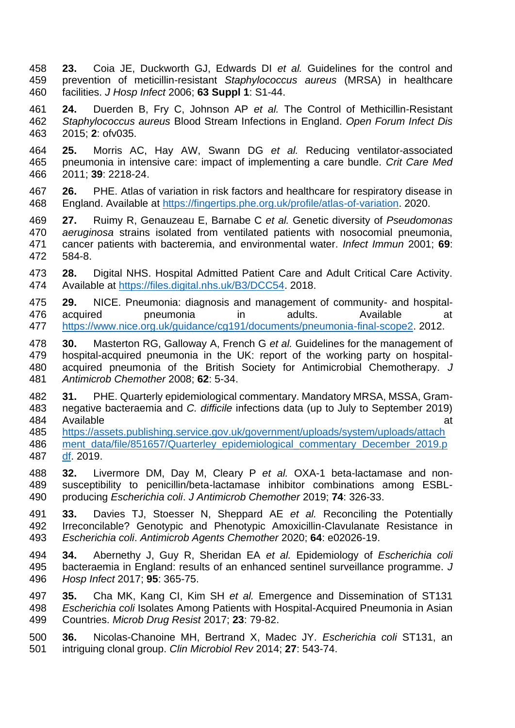**23.** Coia JE, Duckworth GJ, Edwards DI *et al.* Guidelines for the control and prevention of meticillin-resistant *Staphylococcus aureus* (MRSA) in healthcare facilities. *J Hosp Infect* 2006; **63 Suppl 1**: S1-44.

**24.** Duerden B, Fry C, Johnson AP *et al.* The Control of Methicillin-Resistant *Staphylococcus aureus* Blood Stream Infections in England. *Open Forum Infect Dis* 2015; **2**: ofv035.

**25.** Morris AC, Hay AW, Swann DG *et al.* Reducing ventilator-associated pneumonia in intensive care: impact of implementing a care bundle. *Crit Care Med* 2011; **39**: 2218-24.

**26.** PHE. Atlas of variation in risk factors and healthcare for respiratory disease in England. Available at https://fingertips.phe.org.uk/profile/atlas-of-variation. 2020.

**27.** Ruimy R, Genauzeau E, Barnabe C *et al.* Genetic diversity of *Pseudomonas aeruginosa* strains isolated from ventilated patients with nosocomial pneumonia, cancer patients with bacteremia, and environmental water. *Infect Immun* 2001; **69**: 584-8.

**28.** Digital NHS. Hospital Admitted Patient Care and Adult Critical Care Activity. Available at https://files.digital.nhs.uk/B3/DCC54. 2018.

**29.** NICE. Pneumonia: diagnosis and management of community- and hospital-acquired pneumonia in adults. Available at https://www.nice.org.uk/guidance/cg191/documents/pneumonia-final-scope2. 2012.

**30.** Masterton RG, Galloway A, French G *et al.* Guidelines for the management of hospital-acquired pneumonia in the UK: report of the working party on hospital-acquired pneumonia of the British Society for Antimicrobial Chemotherapy. *J Antimicrob Chemother* 2008; **62**: 5-34.

**31.** PHE. Quarterly epidemiological commentary. Mandatory MRSA, MSSA, Gram-negative bacteraemia and *C. difficile* infections data (up to July to September 2019) Available at https://assets.publishing.service.gov.uk/government/uploads/system/uploads/attachment_data/file/851657/Quarterley_epidemiological_commentary_December_2019.pdf. 2019.

**32.** Livermore DM, Day M, Cleary P *et al.* OXA-1 beta-lactamase and non-susceptibility to penicillin/beta-lactamase inhibitor combinations among ESBL-producing *Escherichia coli*. *J Antimicrob Chemother* 2019; **74**: 326-33.

**33.** Davies TJ, Stoesser N, Sheppard AE *et al.* Reconciling the Potentially Irreconcilable? Genotypic and Phenotypic Amoxicillin-Clavulanate Resistance in *Escherichia coli*. *Antimicrob Agents Chemother* 2020; **64**: e02026-19.

**34.** Abernethy J, Guy R, Sheridan EA *et al.* Epidemiology of *Escherichia coli* bacteraemia in England: results of an enhanced sentinel surveillance programme. *J Hosp Infect* 2017; **95**: 365-75.

**35.** Cha MK, Kang CI, Kim SH *et al.* Emergence and Dissemination of ST131 *Escherichia coli* Isolates Among Patients with Hospital-Acquired Pneumonia in Asian Countries. *Microb Drug Resist* 2017; **23**: 79-82.

**36.** Nicolas-Chanoine MH, Bertrand X, Madec JY. *Escherichia coli* ST131, an intriguing clonal group. *Clin Microbiol Rev* 2014; **27**: 543-74.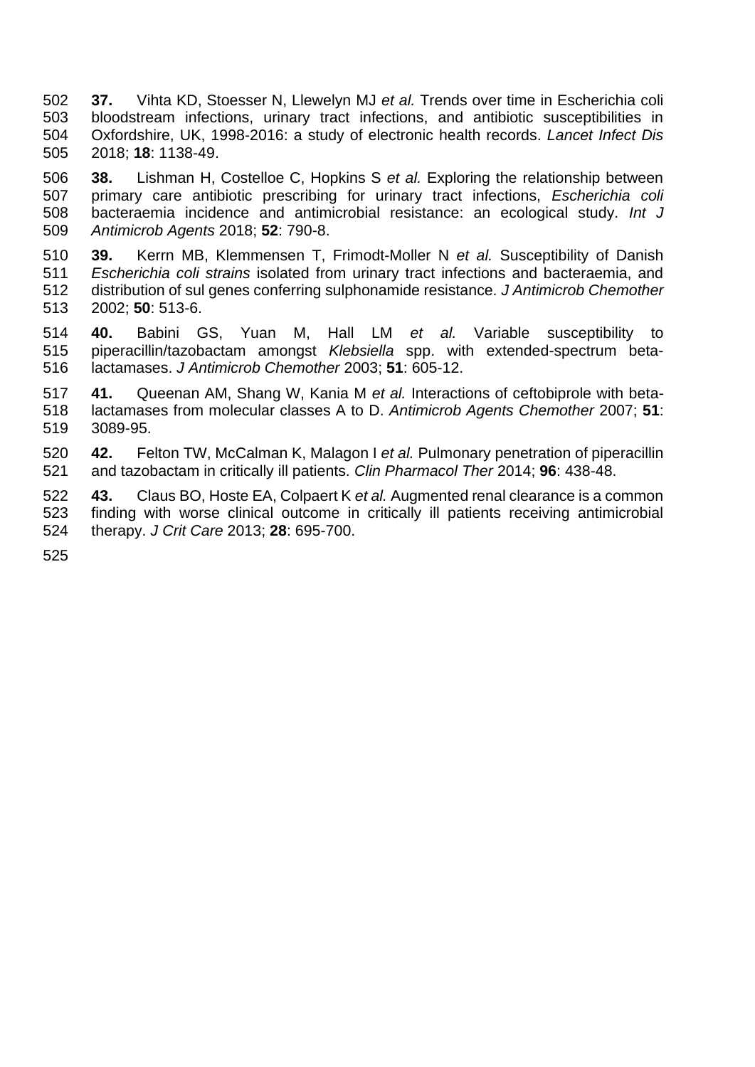**37.** Vihta KD, Stoesser N, Llewelyn MJ *et al.* Trends over time in Escherichia coli bloodstream infections, urinary tract infections, and antibiotic susceptibilities in Oxfordshire, UK, 1998-2016: a study of electronic health records. *Lancet Infect Dis* 2018; **18**: 1138-49.

**38.** Lishman H, Costelloe C, Hopkins S *et al.* Exploring the relationship between primary care antibiotic prescribing for urinary tract infections, *Escherichia coli* bacteraemia incidence and antimicrobial resistance: an ecological study. *Int J Antimicrob Agents* 2018; **52**: 790-8.

**39.** Kerrn MB, Klemmensen T, Frimodt-Moller N *et al.* Susceptibility of Danish *Escherichia coli strains* isolated from urinary tract infections and bacteraemia, and distribution of sul genes conferring sulphonamide resistance. *J Antimicrob Chemother* 2002; **50**: 513-6.

**40.** Babini GS, Yuan M, Hall LM *et al.* Variable susceptibility to piperacillin/tazobactam amongst *Klebsiella* spp. with extended-spectrum beta-lactamases. *J Antimicrob Chemother* 2003; **51**: 605-12.

**41.** Queenan AM, Shang W, Kania M *et al.* Interactions of ceftobiprole with beta-lactamases from molecular classes A to D. *Antimicrob Agents Chemother* 2007; **51**: 3089-95.

**42.** Felton TW, McCalman K, Malagon I *et al.* Pulmonary penetration of piperacillin and tazobactam in critically ill patients. *Clin Pharmacol Ther* 2014; **96**: 438-48.

**43.** Claus BO, Hoste EA, Colpaert K *et al.* Augmented renal clearance is a common finding with worse clinical outcome in critically ill patients receiving antimicrobial therapy. *J Crit Care* 2013; **28**: 695-700.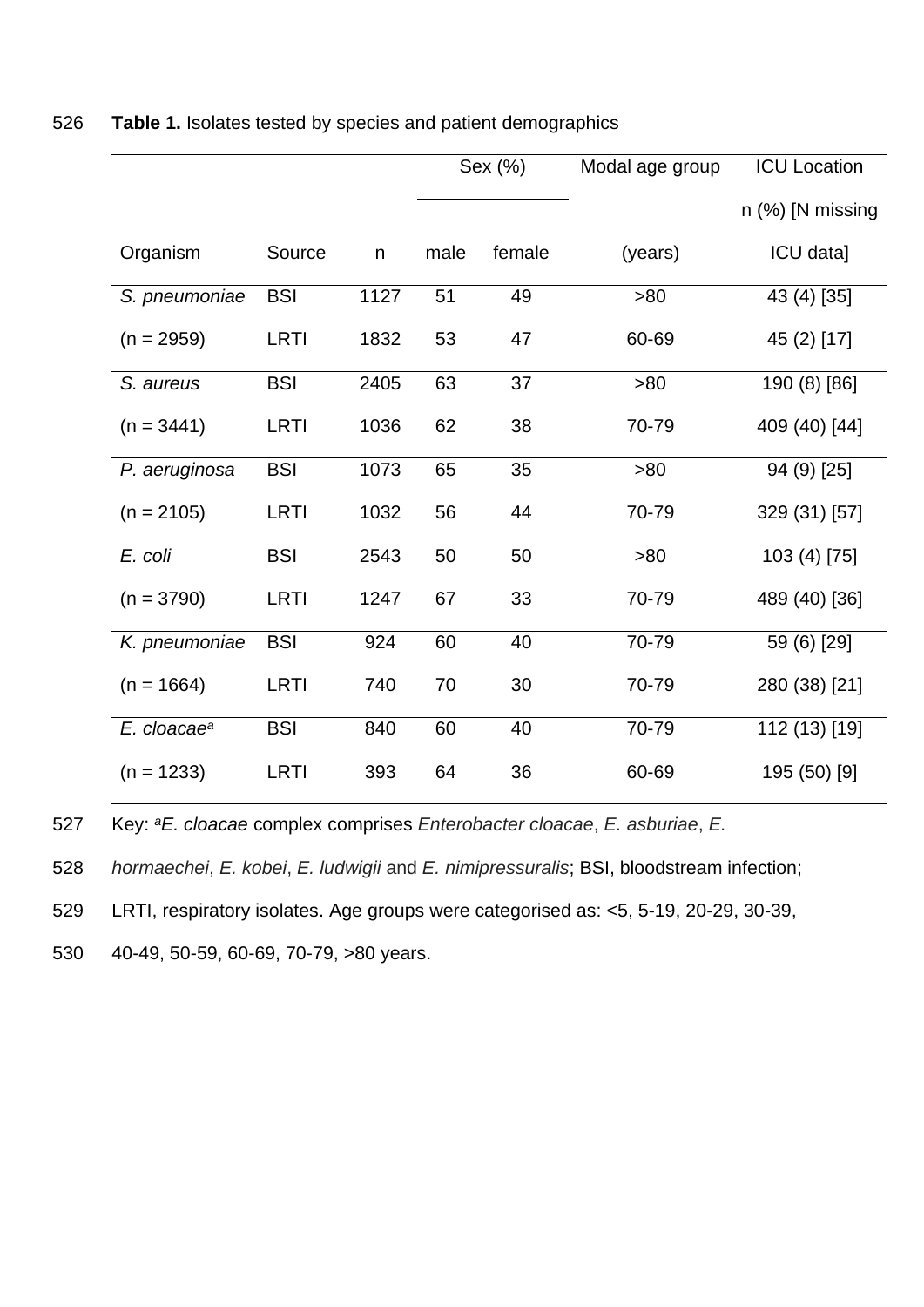**Table 1.** Isolates tested by species and patient demographics

| Organism | Source | n | Sex (%) | | Modal age group | ICU Location |
|---|---|---|---|---|---|---|
| | | | male | female | (years) | n (%) [N missing ICU data] |
| *S. pneumoniae* | BSI | 1127 | 51 | 49 | >80 | 43 (4) [35] |
| (n = 2959) | LRTI | 1832 | 53 | 47 | 60-69 | 45 (2) [17] |
| *S. aureus* | BSI | 2405 | 63 | 37 | >80 | 190 (8) [86] |
| (n = 3441) | LRTI | 1036 | 62 | 38 | 70-79 | 409 (40) [44] |
| *P. aeruginosa* | BSI | 1073 | 65 | 35 | >80 | 94 (9) [25] |
| (n = 2105) | LRTI | 1032 | 56 | 44 | 70-79 | 329 (31) [57] |
| *E. coli* | BSI | 2543 | 50 | 50 | >80 | 103 (4) [75] |
| (n = 3790) | LRTI | 1247 | 67 | 33 | 70-79 | 489 (40) [36] |
| *K. pneumoniae* | BSI | 924 | 60 | 40 | 70-79 | 59 (6) [29] |
| (n = 1664) | LRTI | 740 | 70 | 30 | 70-79 | 280 (38) [21] |
| *E. cloacae*[a] | BSI | 840 | 60 | 40 | 70-79 | 112 (13) [19] |
| (n = 1233) | LRTI | 393 | 64 | 36 | 60-69 | 195 (50) [9] |

Key: [a]*E. cloacae* complex comprises *Enterobacter cloacae*, *E. asburiae*, *E. hormaechei*, *E. kobei*, *E. ludwigii* and *E. nimipressuralis*; BSI, bloodstream infection; LRTI, respiratory isolates. Age groups were categorised as: <5, 5-19, 20-29, 30-39, 40-49, 50-59, 60-69, 70-79, >80 years.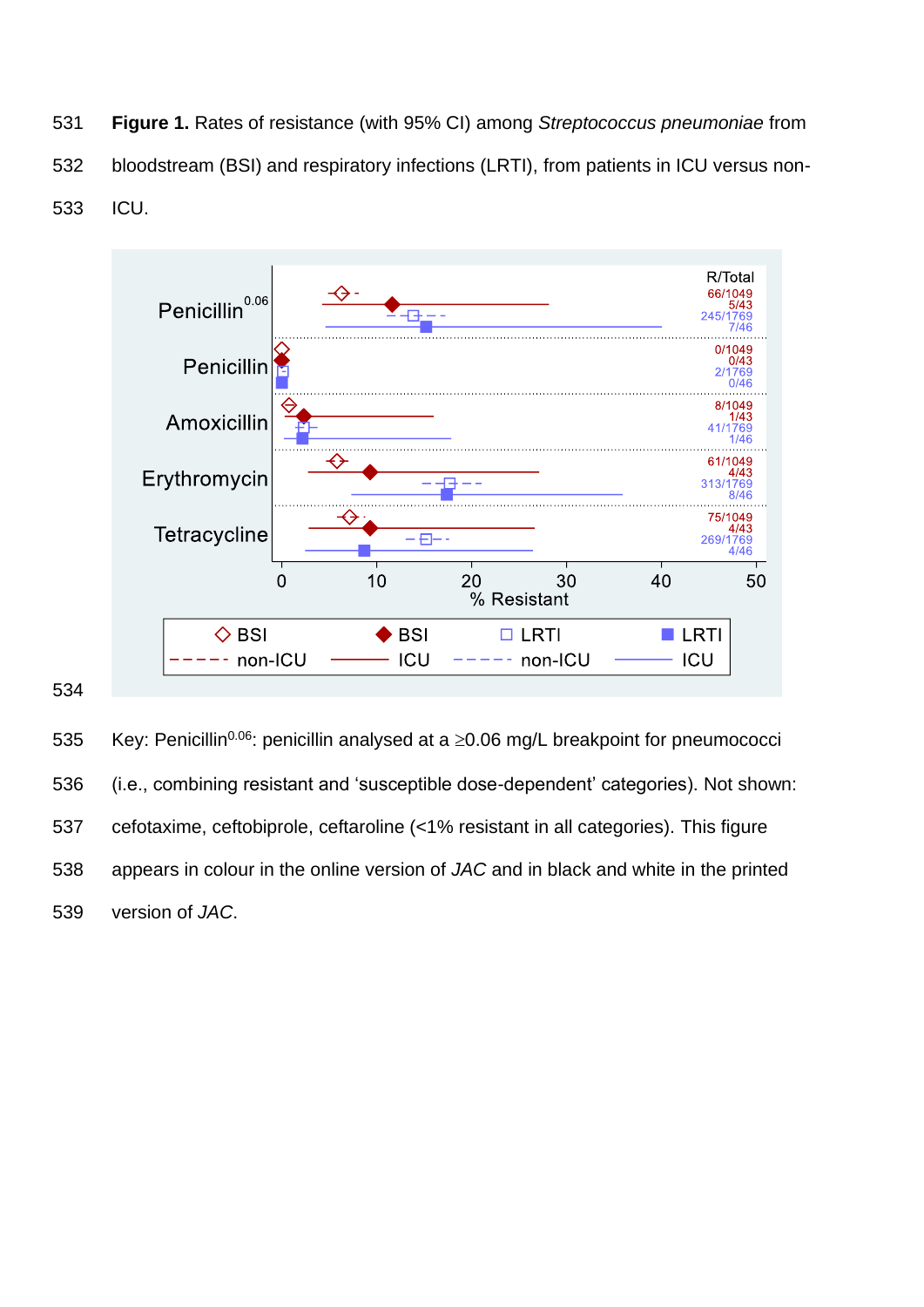**Figure 1.** Rates of resistance (with 95% CI) among *Streptococcus pneumoniae* from bloodstream (BSI) and respiratory infections (LRTI), from patients in ICU versus non-ICU.

| | R/Total |
|---|---|
| Penicillin$^{0.06}$ | 66/1049, 5/43, 245/1769, 7/46 |
| Penicillin | 0/1049, 0/43, 2/1769, 0/46 |
| Amoxicillin | 8/1049, 1/43, 41/1769, 1/46 |
| Erythromycin | 61/1049, 4/43, 313/1769, 8/46 |
| Tetracycline | 75/1049, 4/43, 269/1769, 4/46 |

% Resistant (0–50)

Legend: ◇ BSI non-ICU; ◆ BSI ICU; □ LRTI non-ICU; ■ LRTI ICU

Key: Penicillin$^{0.06}$: penicillin analysed at a ≥0.06 mg/L breakpoint for pneumococci (i.e., combining resistant and 'susceptible dose-dependent' categories). Not shown: cefotaxime, ceftobiprole, ceftaroline (<1% resistant in all categories). This figure appears in colour in the online version of *JAC* and in black and white in the printed version of *JAC*.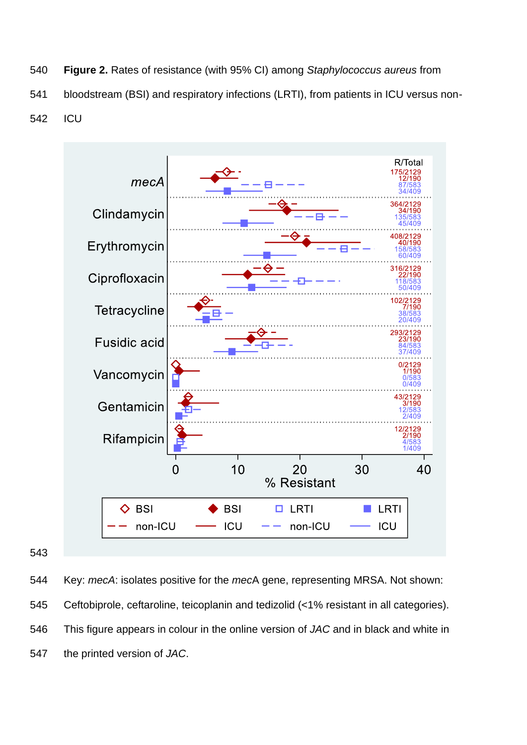**Figure 2.** Rates of resistance (with 95% CI) among *Staphylococcus aureus* from bloodstream (BSI) and respiratory infections (LRTI), from patients in ICU versus non-ICU

| | R/Total |
|---|---|
| *mecA* | 175/2129 |
| | 12/190 |
| | 87/583 |
| | 34/409 |
| Clindamycin | 364/2129 |
| | 34/190 |
| | 135/583 |
| | 45/409 |
| Erythromycin | 408/2129 |
| | 40/190 |
| | 158/583 |
| | 60/409 |
| Ciprofloxacin | 316/2129 |
| | 22/190 |
| | 118/583 |
| | 50/409 |
| Tetracycline | 102/2129 |
| | 7/190 |
| | 38/583 |
| | 20/409 |
| Fusidic acid | 293/2129 |
| | 23/190 |
| | 84/583 |
| | 37/409 |
| Vancomycin | 0/2129 |
| | 1/190 |
| | 0/583 |
| | 0/409 |
| Gentamicin | 43/2129 |
| | 3/190 |
| | 12/583 |
| | 2/409 |
| Rifampicin | 12/2129 |
| | 2/190 |
| | 4/583 |
| | 1/409 |

% Resistant (0, 10, 20, 30, 40)

Legend: BSI non-ICU; BSI ICU; LRTI non-ICU; LRTI ICU

Key: *mecA*: isolates positive for the *mec*A gene, representing MRSA. Not shown: Ceftobiprole, ceftaroline, teicoplanin and tedizolid (<1% resistant in all categories). This figure appears in colour in the online version of *JAC* and in black and white in the printed version of *JAC*.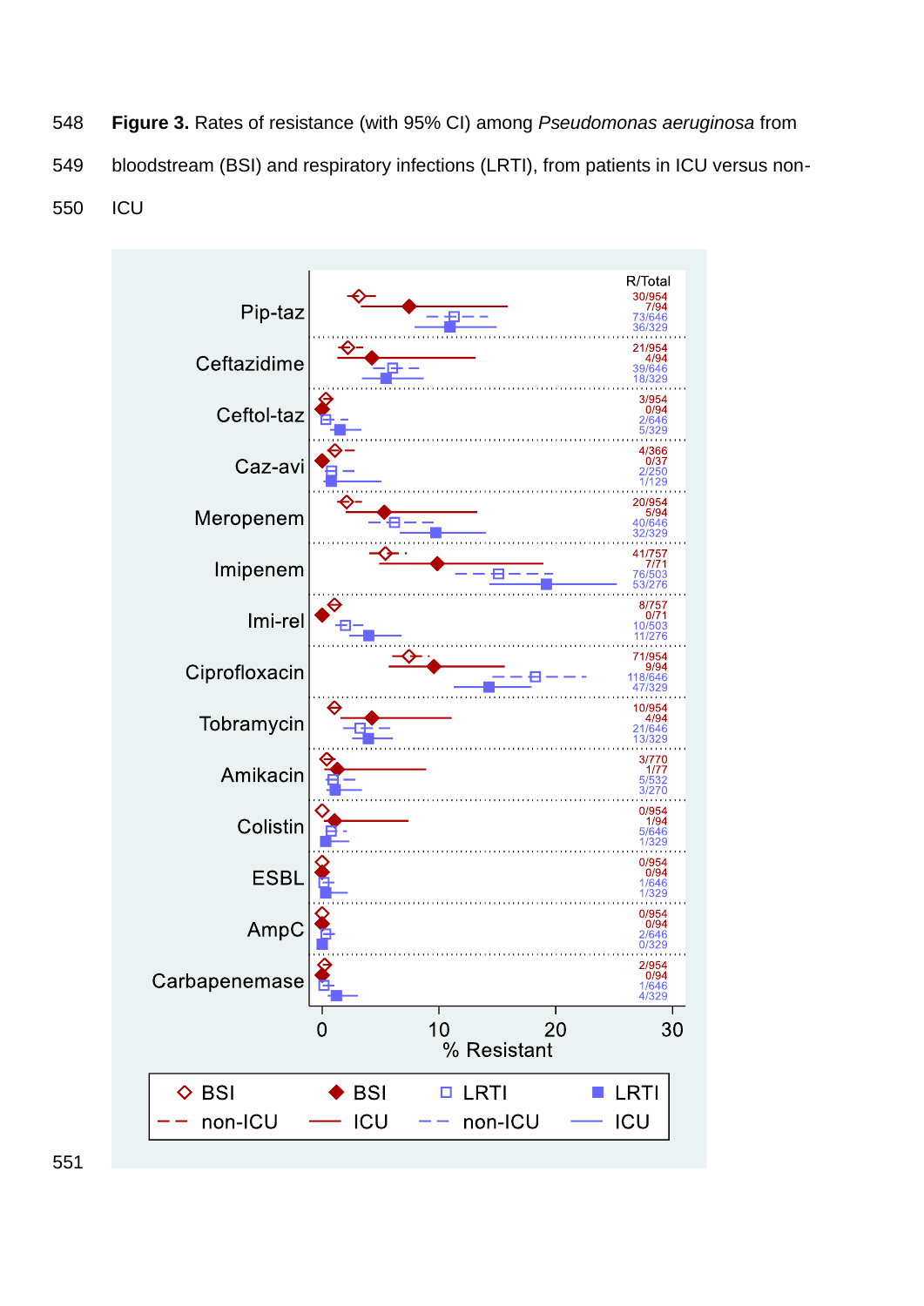**Figure 3.** Rates of resistance (with 95% CI) among *Pseudomonas aeruginosa* from bloodstream (BSI) and respiratory infections (LRTI), from patients in ICU versus non-ICU

| Antibiotic | BSI non-ICU (R/Total) | BSI ICU (R/Total) | LRTI non-ICU (R/Total) | LRTI ICU (R/Total) |
|---|---|---|---|---|
| Pip-taz | 30/954 | 7/94 | 73/646 | 36/329 |
| Ceftazidime | 21/954 | 4/94 | 39/646 | 18/329 |
| Ceftol-taz | 3/954 | 0/94 | 2/646 | 5/329 |
| Caz-avi | 4/366 | 0/37 | 2/250 | 1/129 |
| Meropenem | 20/954 | 5/94 | 40/646 | 32/329 |
| Imipenem | 41/757 | 7/71 | 76/503 | 53/276 |
| Imi-rel | 8/757 | 0/71 | 10/503 | 11/276 |
| Ciprofloxacin | 71/954 | 9/94 | 118/646 | 47/329 |
| Tobramycin | 10/954 | 4/94 | 21/646 | 13/329 |
| Amikacin | 3/770 | 1/77 | 5/532 | 3/270 |
| Colistin | 0/954 | 1/94 | 5/646 | 1/329 |
| ESBL | 0/954 | 0/94 | 1/646 | 1/329 |
| AmpC | 0/954 | 0/94 | 2/646 | 0/329 |
| Carbapenemase | 2/954 | 0/94 | 1/646 | 4/329 |

x-axis: % Resistant (0–30)

Legend: ◇ BSI non-ICU; ◆ BSI ICU; □ LRTI non-ICU; ■ LRTI ICU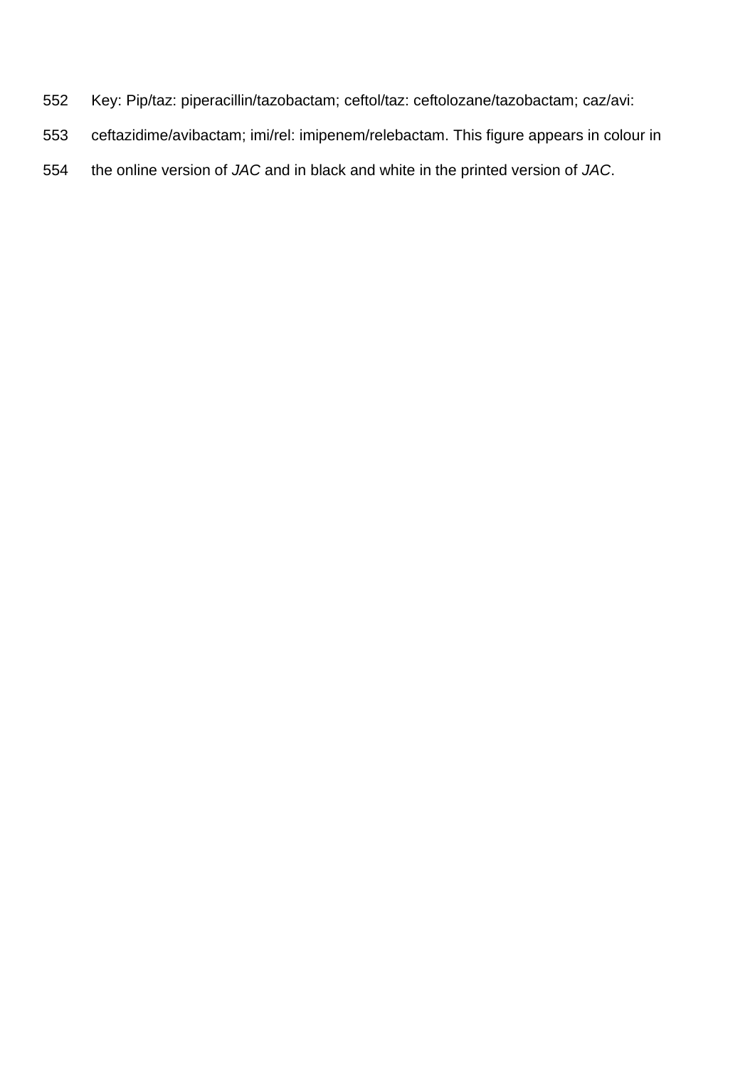Key: Pip/taz: piperacillin/tazobactam; ceftol/taz: ceftolozane/tazobactam; caz/avi: ceftazidime/avibactam; imi/rel: imipenem/relebactam. This figure appears in colour in the online version of *JAC* and in black and white in the printed version of *JAC*.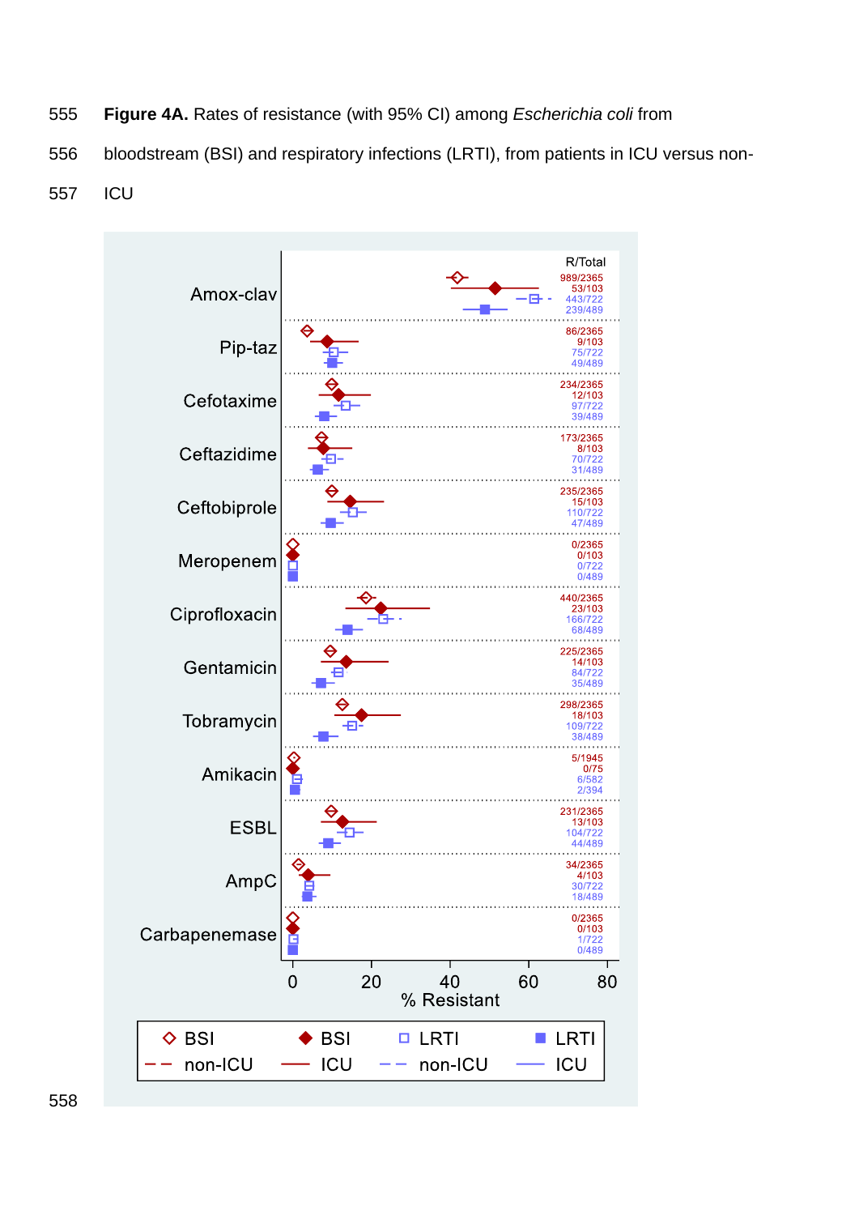**Figure 4A.** Rates of resistance (with 95% CI) among *Escherichia coli* from bloodstream (BSI) and respiratory infections (LRTI), from patients in ICU versus non-ICU

| Antibiotic | BSI non-ICU (R/Total) | BSI ICU (R/Total) | LRTI non-ICU (R/Total) | LRTI ICU (R/Total) |
|---|---|---|---|---|
| Amox-clav | 989/2365 | 53/103 | 443/722 | 239/489 |
| Pip-taz | 86/2365 | 9/103 | 75/722 | 49/489 |
| Cefotaxime | 234/2365 | 12/103 | 97/722 | 39/489 |
| Ceftazidime | 173/2365 | 8/103 | 70/722 | 31/489 |
| Ceftobiprole | 235/2365 | 15/103 | 110/722 | 47/489 |
| Meropenem | 0/2365 | 0/103 | 0/722 | 0/489 |
| Ciprofloxacin | 440/2365 | 23/103 | 166/722 | 68/489 |
| Gentamicin | 225/2365 | 14/103 | 84/722 | 35/489 |
| Tobramycin | 298/2365 | 18/103 | 109/722 | 38/489 |
| Amikacin | 5/1945 | 0/75 | 6/582 | 2/394 |
| ESBL | 231/2365 | 13/103 | 104/722 | 44/489 |
| AmpC | 34/2365 | 4/103 | 30/722 | 18/489 |
| Carbapenemase | 0/2365 | 0/103 | 1/722 | 0/489 |

x-axis: % Resistant (0, 20, 40, 60, 80)

Legend: ◇ BSI non-ICU; ◆ BSI ICU; □ LRTI non-ICU; ■ LRTI ICU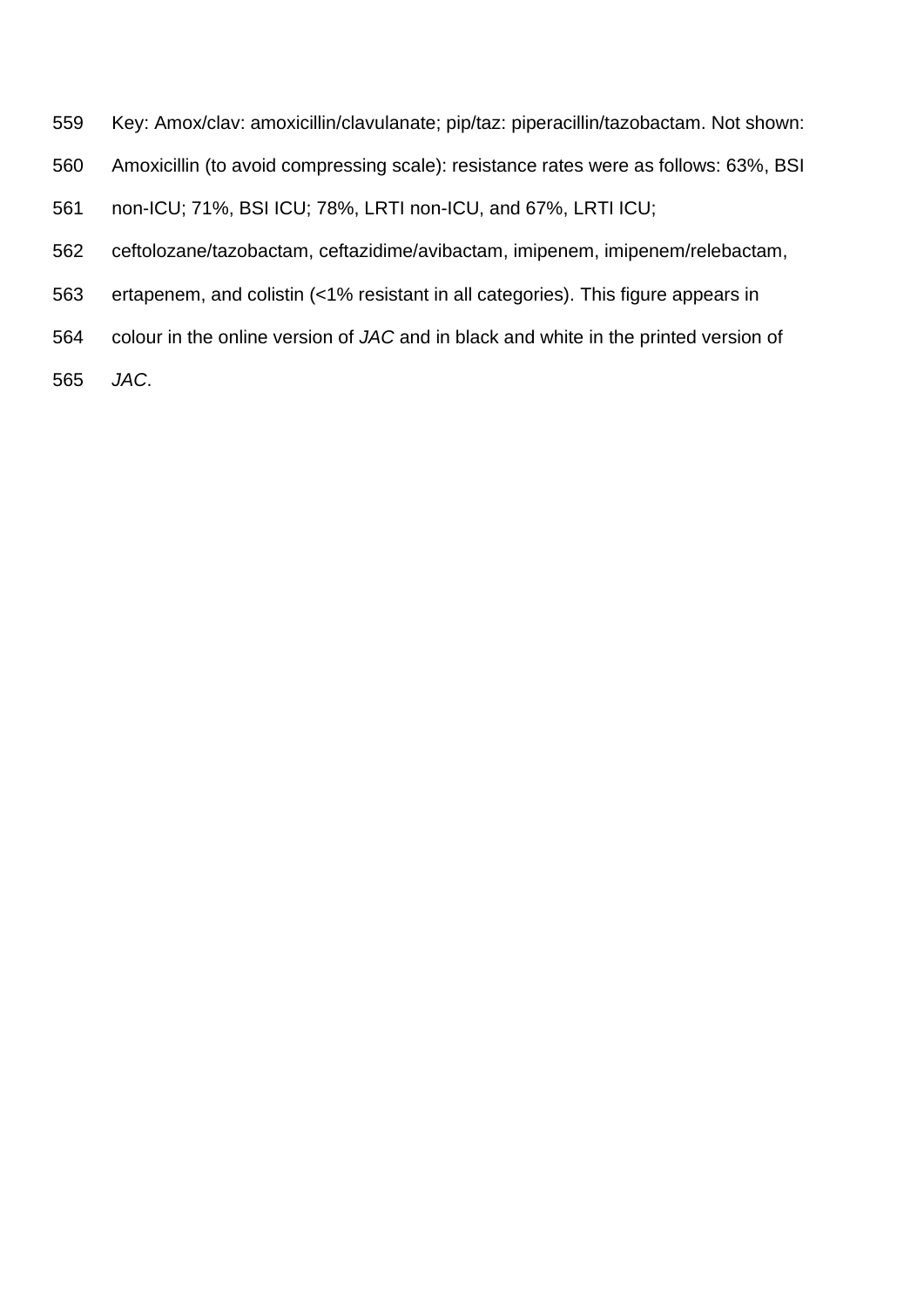Key: Amox/clav: amoxicillin/clavulanate; pip/taz: piperacillin/tazobactam. Not shown: Amoxicillin (to avoid compressing scale): resistance rates were as follows: 63%, BSI non-ICU; 71%, BSI ICU; 78%, LRTI non-ICU, and 67%, LRTI ICU; ceftolozane/tazobactam, ceftazidime/avibactam, imipenem, imipenem/relebactam, ertapenem, and colistin (<1% resistant in all categories). This figure appears in colour in the online version of *JAC* and in black and white in the printed version of *JAC*.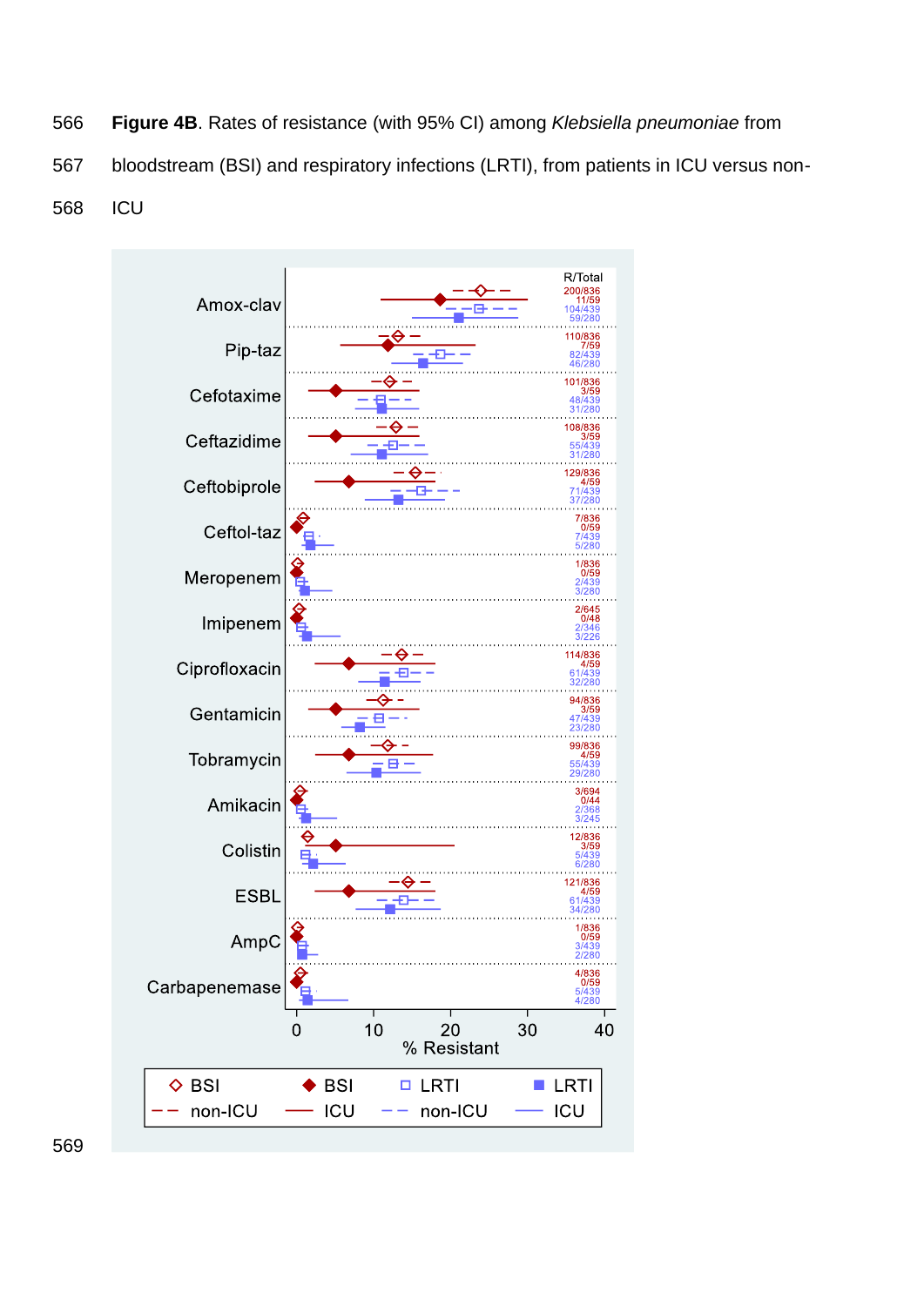**Figure 4B**. Rates of resistance (with 95% CI) among *Klebsiella pneumoniae* from bloodstream (BSI) and respiratory infections (LRTI), from patients in ICU versus non-ICU

| Antibiotic | BSI non-ICU (R/Total) | BSI ICU (R/Total) | LRTI non-ICU (R/Total) | LRTI ICU (R/Total) |
|---|---|---|---|---|
| Amox-clav | 200/836 | 11/59 | 104/439 | 59/280 |
| Pip-taz | 110/836 | 7/59 | 82/439 | 46/280 |
| Cefotaxime | 101/836 | 3/59 | 48/439 | 31/280 |
| Ceftazidime | 108/836 | 3/59 | 55/439 | 31/280 |
| Ceftobiprole | 129/836 | 4/59 | 71/439 | 37/280 |
| Ceftol-taz | 7/836 | 0/59 | 7/439 | 5/280 |
| Meropenem | 1/836 | 0/59 | 2/439 | 3/280 |
| Imipenem | 2/645 | 0/48 | 2/346 | 3/226 |
| Ciprofloxacin | 114/836 | 4/59 | 61/439 | 32/280 |
| Gentamicin | 94/836 | 3/59 | 47/439 | 23/280 |
| Tobramycin | 99/836 | 4/59 | 55/439 | 29/280 |
| Amikacin | 3/694 | 0/44 | 2/368 | 3/245 |
| Colistin | 12/836 | 3/59 | 5/439 | 6/280 |
| ESBL | 121/836 | 4/59 | 61/439 | 34/280 |
| AmpC | 1/836 | 0/59 | 3/439 | 2/280 |
| Carbapenemase | 4/836 | 0/59 | 5/439 | 4/280 |

% Resistant (x-axis: 0, 10, 20, 30, 40)

Legend: ◇ BSI non-ICU; ◆ BSI ICU; □ LRTI non-ICU; ■ LRTI ICU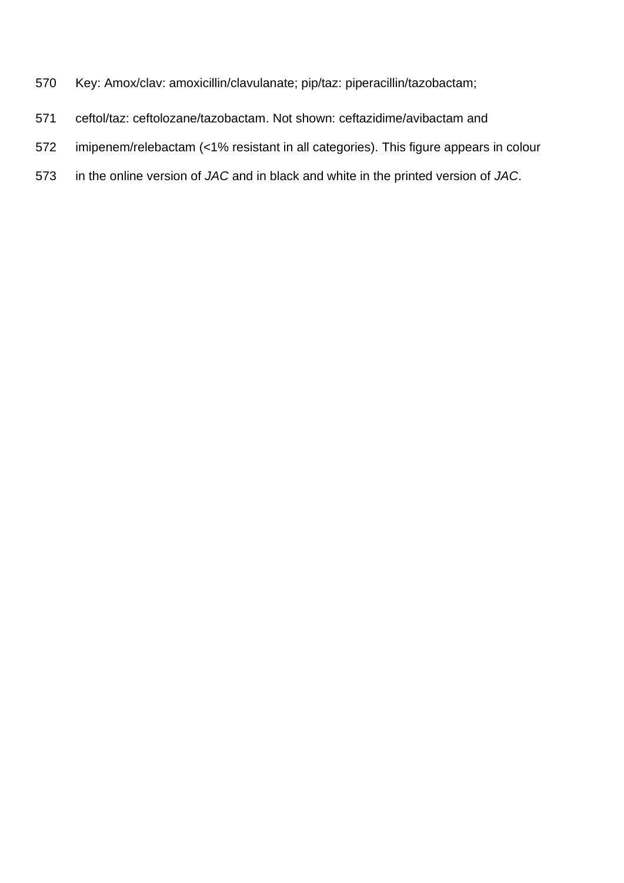Key: Amox/clav: amoxicillin/clavulanate; pip/taz: piperacillin/tazobactam; ceftol/taz: ceftolozane/tazobactam. Not shown: ceftazidime/avibactam and imipenem/relebactam (<1% resistant in all categories). This figure appears in colour in the online version of *JAC* and in black and white in the printed version of *JAC*.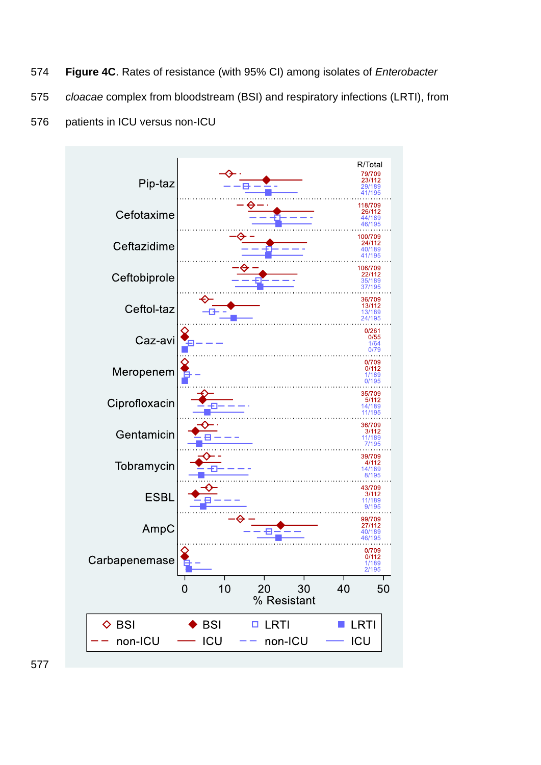574 **Figure 4C**. Rates of resistance (with 95% CI) among isolates of *Enterobacter*

575 *cloacae* complex from bloodstream (BSI) and respiratory infections (LRTI), from

576 patients in ICU versus non-ICU

| | R/Total |
|---|---|
| Pip-taz | 79/709, 23/112, 29/189, 41/195 |
| Cefotaxime | 118/709, 26/112, 44/189, 46/195 |
| Ceftazidime | 100/709, 24/112, 40/189, 41/195 |
| Ceftobiprole | 106/709, 22/112, 35/189, 37/195 |
| Ceftol-taz | 36/709, 13/112, 13/189, 24/195 |
| Caz-avi | 0/261, 0/55, 1/64, 0/79 |
| Meropenem | 0/709, 0/112, 1/189, 0/195 |
| Ciprofloxacin | 35/709, 5/112, 14/189, 11/195 |
| Gentamicin | 36/709, 3/112, 11/189, 7/195 |
| Tobramycin | 39/709, 4/112, 14/189, 8/195 |
| ESBL | 43/709, 3/112, 11/189, 9/195 |
| AmpC | 99/709, 27/112, 40/189, 46/195 |
| Carbapenemase | 0/709, 0/112, 1/189, 2/195 |

% Resistant (0–50)

Legend: BSI non-ICU; BSI ICU; LRTI non-ICU; LRTI ICU

577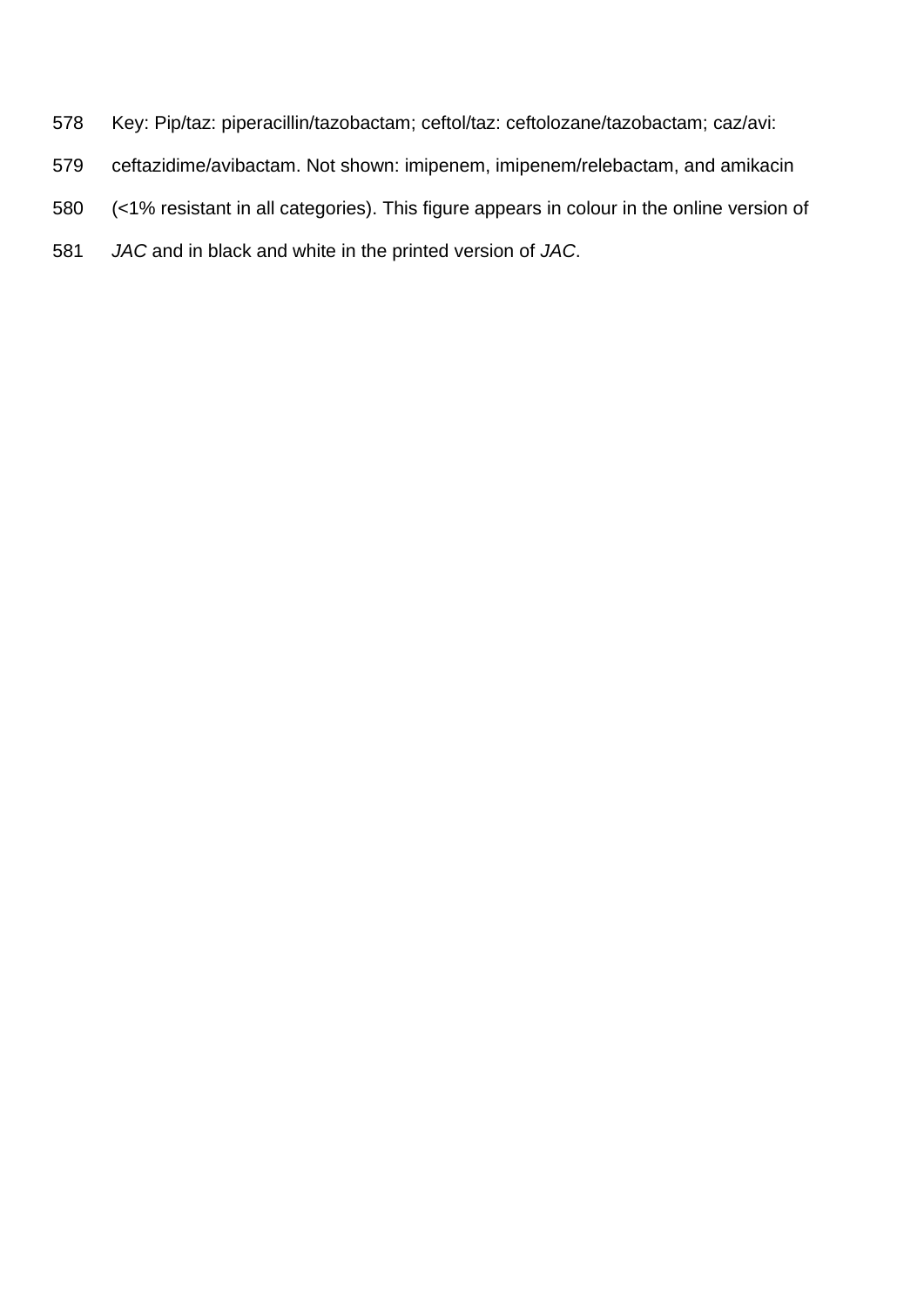Key: Pip/taz: piperacillin/tazobactam; ceftol/taz: ceftolozane/tazobactam; caz/avi: ceftazidime/avibactam. Not shown: imipenem, imipenem/relebactam, and amikacin (<1% resistant in all categories). This figure appears in colour in the online version of *JAC* and in black and white in the printed version of *JAC*.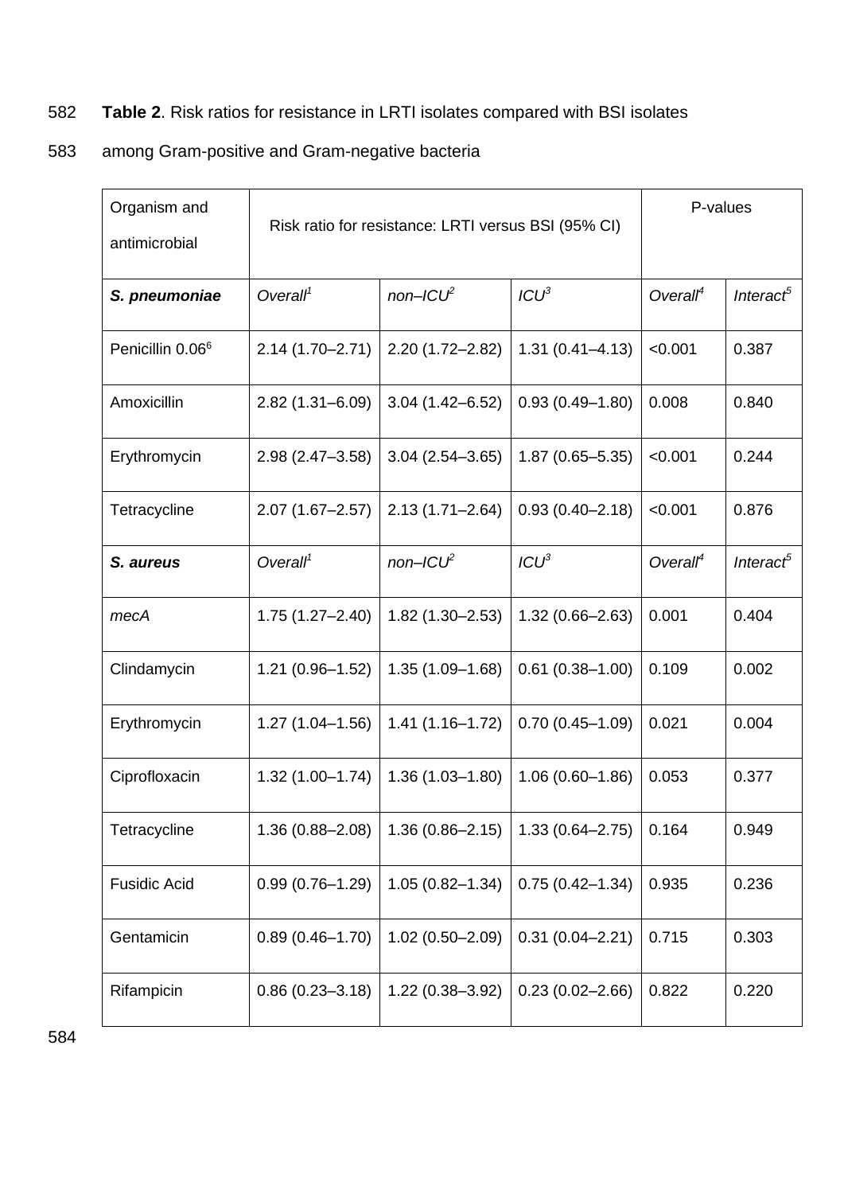**Table 2**. Risk ratios for resistance in LRTI isolates compared with BSI isolates among Gram-positive and Gram-negative bacteria

| Organism and antimicrobial | Risk ratio for resistance: LRTI versus BSI (95% CI) | | | P-values | |
|---|---|---|---|---|---|
| ***S. pneumoniae*** | *Overall*[1] | *non–ICU*[2] | *ICU*[3] | *Overall*[4] | *Interact*[5] |
| Penicillin 0.06[6] | 2.14 (1.70–2.71) | 2.20 (1.72–2.82) | 1.31 (0.41–4.13) | <0.001 | 0.387 |
| Amoxicillin | 2.82 (1.31–6.09) | 3.04 (1.42–6.52) | 0.93 (0.49–1.80) | 0.008 | 0.840 |
| Erythromycin | 2.98 (2.47–3.58) | 3.04 (2.54–3.65) | 1.87 (0.65–5.35) | <0.001 | 0.244 |
| Tetracycline | 2.07 (1.67–2.57) | 2.13 (1.71–2.64) | 0.93 (0.40–2.18) | <0.001 | 0.876 |
| ***S. aureus*** | *Overall*[1] | *non–ICU*[2] | *ICU*[3] | *Overall*[4] | *Interact*[5] |
| *mecA* | 1.75 (1.27–2.40) | 1.82 (1.30–2.53) | 1.32 (0.66–2.63) | 0.001 | 0.404 |
| Clindamycin | 1.21 (0.96–1.52) | 1.35 (1.09–1.68) | 0.61 (0.38–1.00) | 0.109 | 0.002 |
| Erythromycin | 1.27 (1.04–1.56) | 1.41 (1.16–1.72) | 0.70 (0.45–1.09) | 0.021 | 0.004 |
| Ciprofloxacin | 1.32 (1.00–1.74) | 1.36 (1.03–1.80) | 1.06 (0.60–1.86) | 0.053 | 0.377 |
| Tetracycline | 1.36 (0.88–2.08) | 1.36 (0.86–2.15) | 1.33 (0.64–2.75) | 0.164 | 0.949 |
| Fusidic Acid | 0.99 (0.76–1.29) | 1.05 (0.82–1.34) | 0.75 (0.42–1.34) | 0.935 | 0.236 |
| Gentamicin | 0.89 (0.46–1.70) | 1.02 (0.50–2.09) | 0.31 (0.04–2.21) | 0.715 | 0.303 |
| Rifampicin | 0.86 (0.23–3.18) | 1.22 (0.38–3.92) | 0.23 (0.02–2.66) | 0.822 | 0.220 |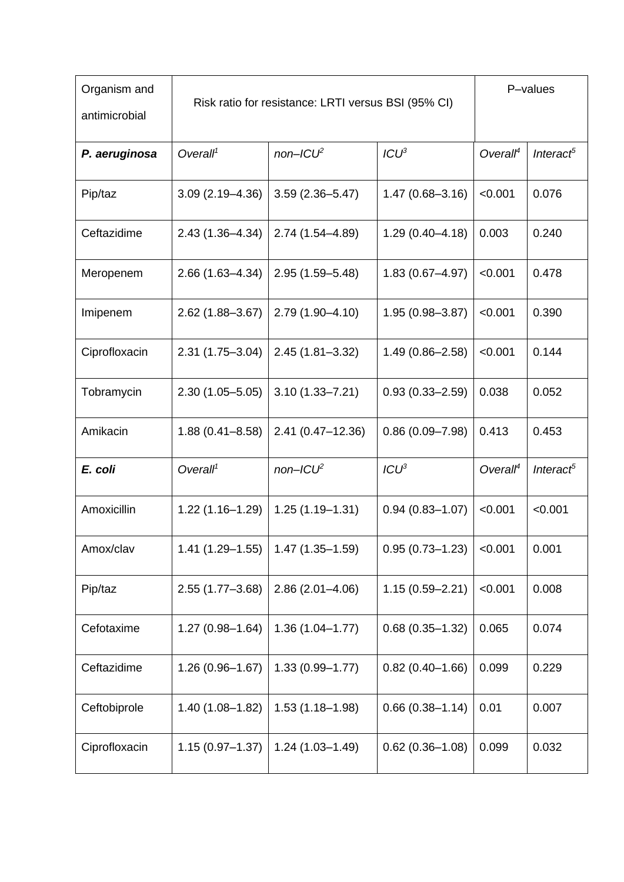| Organism and antimicrobial | Risk ratio for resistance: LRTI versus BSI (95% CI) | | | P–values | |
|---|---|---|---|---|---|
| ***P. aeruginosa*** | *Overall*[1] | *non–ICU*[2] | *ICU*[3] | *Overall*[4] | *Interact*[5] |
| Pip/taz | 3.09 (2.19–4.36) | 3.59 (2.36–5.47) | 1.47 (0.68–3.16) | <0.001 | 0.076 |
| Ceftazidime | 2.43 (1.36–4.34) | 2.74 (1.54–4.89) | 1.29 (0.40–4.18) | 0.003 | 0.240 |
| Meropenem | 2.66 (1.63–4.34) | 2.95 (1.59–5.48) | 1.83 (0.67–4.97) | <0.001 | 0.478 |
| Imipenem | 2.62 (1.88–3.67) | 2.79 (1.90–4.10) | 1.95 (0.98–3.87) | <0.001 | 0.390 |
| Ciprofloxacin | 2.31 (1.75–3.04) | 2.45 (1.81–3.32) | 1.49 (0.86–2.58) | <0.001 | 0.144 |
| Tobramycin | 2.30 (1.05–5.05) | 3.10 (1.33–7.21) | 0.93 (0.33–2.59) | 0.038 | 0.052 |
| Amikacin | 1.88 (0.41–8.58) | 2.41 (0.47–12.36) | 0.86 (0.09–7.98) | 0.413 | 0.453 |
| ***E. coli*** | *Overall*[1] | *non–ICU*[2] | *ICU*[3] | *Overall*[4] | *Interact*[5] |
| Amoxicillin | 1.22 (1.16–1.29) | 1.25 (1.19–1.31) | 0.94 (0.83–1.07) | <0.001 | <0.001 |
| Amox/clav | 1.41 (1.29–1.55) | 1.47 (1.35–1.59) | 0.95 (0.73–1.23) | <0.001 | 0.001 |
| Pip/taz | 2.55 (1.77–3.68) | 2.86 (2.01–4.06) | 1.15 (0.59–2.21) | <0.001 | 0.008 |
| Cefotaxime | 1.27 (0.98–1.64) | 1.36 (1.04–1.77) | 0.68 (0.35–1.32) | 0.065 | 0.074 |
| Ceftazidime | 1.26 (0.96–1.67) | 1.33 (0.99–1.77) | 0.82 (0.40–1.66) | 0.099 | 0.229 |
| Ceftobiprole | 1.40 (1.08–1.82) | 1.53 (1.18–1.98) | 0.66 (0.38–1.14) | 0.01 | 0.007 |
| Ciprofloxacin | 1.15 (0.97–1.37) | 1.24 (1.03–1.49) | 0.62 (0.36–1.08) | 0.099 | 0.032 |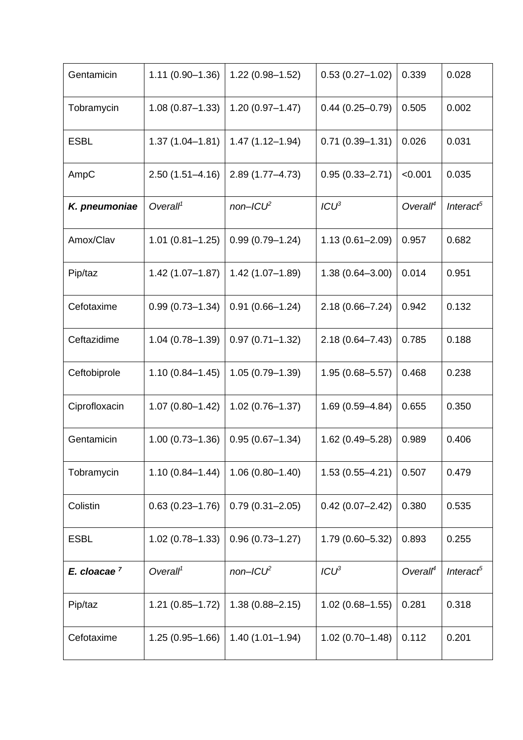| Gentamicin | 1.11 (0.90–1.36) | 1.22 (0.98–1.52) | 0.53 (0.27–1.02) | 0.339 | 0.028 |
|---|---|---|---|---|---|
| Tobramycin | 1.08 (0.87–1.33) | 1.20 (0.97–1.47) | 0.44 (0.25–0.79) | 0.505 | 0.002 |
| ESBL | 1.37 (1.04–1.81) | 1.47 (1.12–1.94) | 0.71 (0.39–1.31) | 0.026 | 0.031 |
| AmpC | 2.50 (1.51–4.16) | 2.89 (1.77–4.73) | 0.95 (0.33–2.71) | <0.001 | 0.035 |
| ***K. pneumoniae*** | *Overall*[1] | *non–ICU*[2] | *ICU*[3] | *Overall*[4] | *Interact*[5] |
| Amox/Clav | 1.01 (0.81–1.25) | 0.99 (0.79–1.24) | 1.13 (0.61–2.09) | 0.957 | 0.682 |
| Pip/taz | 1.42 (1.07–1.87) | 1.42 (1.07–1.89) | 1.38 (0.64–3.00) | 0.014 | 0.951 |
| Cefotaxime | 0.99 (0.73–1.34) | 0.91 (0.66–1.24) | 2.18 (0.66–7.24) | 0.942 | 0.132 |
| Ceftazidime | 1.04 (0.78–1.39) | 0.97 (0.71–1.32) | 2.18 (0.64–7.43) | 0.785 | 0.188 |
| Ceftobiprole | 1.10 (0.84–1.45) | 1.05 (0.79–1.39) | 1.95 (0.68–5.57) | 0.468 | 0.238 |
| Ciprofloxacin | 1.07 (0.80–1.42) | 1.02 (0.76–1.37) | 1.69 (0.59–4.84) | 0.655 | 0.350 |
| Gentamicin | 1.00 (0.73–1.36) | 0.95 (0.67–1.34) | 1.62 (0.49–5.28) | 0.989 | 0.406 |
| Tobramycin | 1.10 (0.84–1.44) | 1.06 (0.80–1.40) | 1.53 (0.55–4.21) | 0.507 | 0.479 |
| Colistin | 0.63 (0.23–1.76) | 0.79 (0.31–2.05) | 0.42 (0.07–2.42) | 0.380 | 0.535 |
| ESBL | 1.02 (0.78–1.33) | 0.96 (0.73–1.27) | 1.79 (0.60–5.32) | 0.893 | 0.255 |
| ***E. cloacae*** [7] | *Overall*[1] | *non–ICU*[2] | *ICU*[3] | *Overall*[4] | *Interact*[5] |
| Pip/taz | 1.21 (0.85–1.72) | 1.38 (0.88–2.15) | 1.02 (0.68–1.55) | 0.281 | 0.318 |
| Cefotaxime | 1.25 (0.95–1.66) | 1.40 (1.01–1.94) | 1.02 (0.70–1.48) | 0.112 | 0.201 |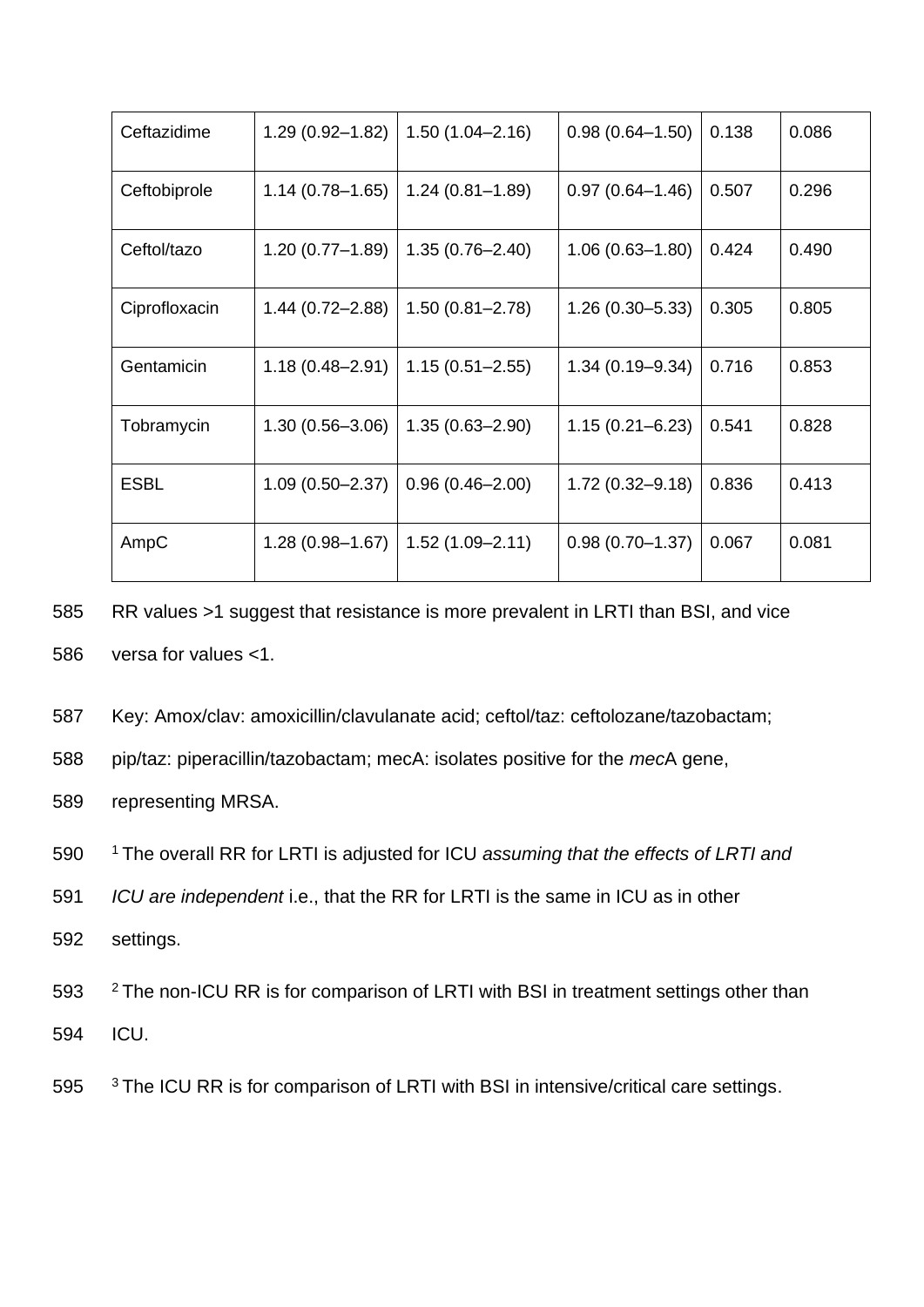| | | | | | |
|---|---|---|---|---|---|
| Ceftazidime | 1.29 (0.92–1.82) | 1.50 (1.04–2.16) | 0.98 (0.64–1.50) | 0.138 | 0.086 |
| Ceftobiprole | 1.14 (0.78–1.65) | 1.24 (0.81–1.89) | 0.97 (0.64–1.46) | 0.507 | 0.296 |
| Ceftol/tazo | 1.20 (0.77–1.89) | 1.35 (0.76–2.40) | 1.06 (0.63–1.80) | 0.424 | 0.490 |
| Ciprofloxacin | 1.44 (0.72–2.88) | 1.50 (0.81–2.78) | 1.26 (0.30–5.33) | 0.305 | 0.805 |
| Gentamicin | 1.18 (0.48–2.91) | 1.15 (0.51–2.55) | 1.34 (0.19–9.34) | 0.716 | 0.853 |
| Tobramycin | 1.30 (0.56–3.06) | 1.35 (0.63–2.90) | 1.15 (0.21–6.23) | 0.541 | 0.828 |
| ESBL | 1.09 (0.50–2.37) | 0.96 (0.46–2.00) | 1.72 (0.32–9.18) | 0.836 | 0.413 |
| AmpC | 1.28 (0.98–1.67) | 1.52 (1.09–2.11) | 0.98 (0.70–1.37) | 0.067 | 0.081 |

RR values >1 suggest that resistance is more prevalent in LRTI than BSI, and vice versa for values <1.

Key: Amox/clav: amoxicillin/clavulanate acid; ceftol/taz: ceftolozane/tazobactam; pip/taz: piperacillin/tazobactam; mecA: isolates positive for the *mec*A gene, representing MRSA.

[1] The overall RR for LRTI is adjusted for ICU *assuming that the effects of LRTI and ICU are independent* i.e., that the RR for LRTI is the same in ICU as in other settings.

[2] The non-ICU RR is for comparison of LRTI with BSI in treatment settings other than ICU.

[3] The ICU RR is for comparison of LRTI with BSI in intensive/critical care settings.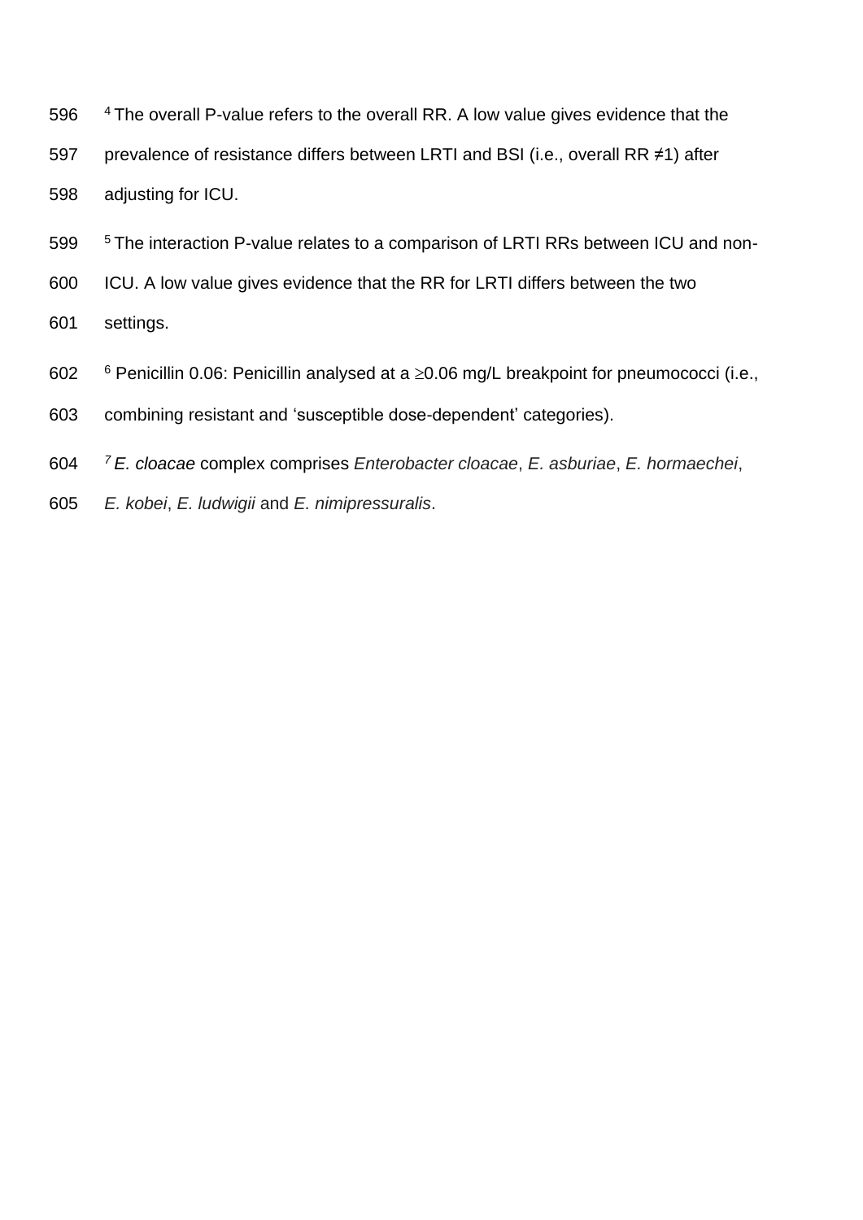[4] The overall P-value refers to the overall RR. A low value gives evidence that the prevalence of resistance differs between LRTI and BSI (i.e., overall RR ≠1) after adjusting for ICU.

[5] The interaction P-value relates to a comparison of LRTI RRs between ICU and non-ICU. A low value gives evidence that the RR for LRTI differs between the two settings.

[6] Penicillin 0.06: Penicillin analysed at a ≥0.06 mg/L breakpoint for pneumococci (i.e., combining resistant and 'susceptible dose-dependent' categories).

[7] *E. cloacae* complex comprises *Enterobacter cloacae*, *E. asburiae*, *E. hormaechei*, *E. kobei*, *E. ludwigii* and *E. nimipressuralis*.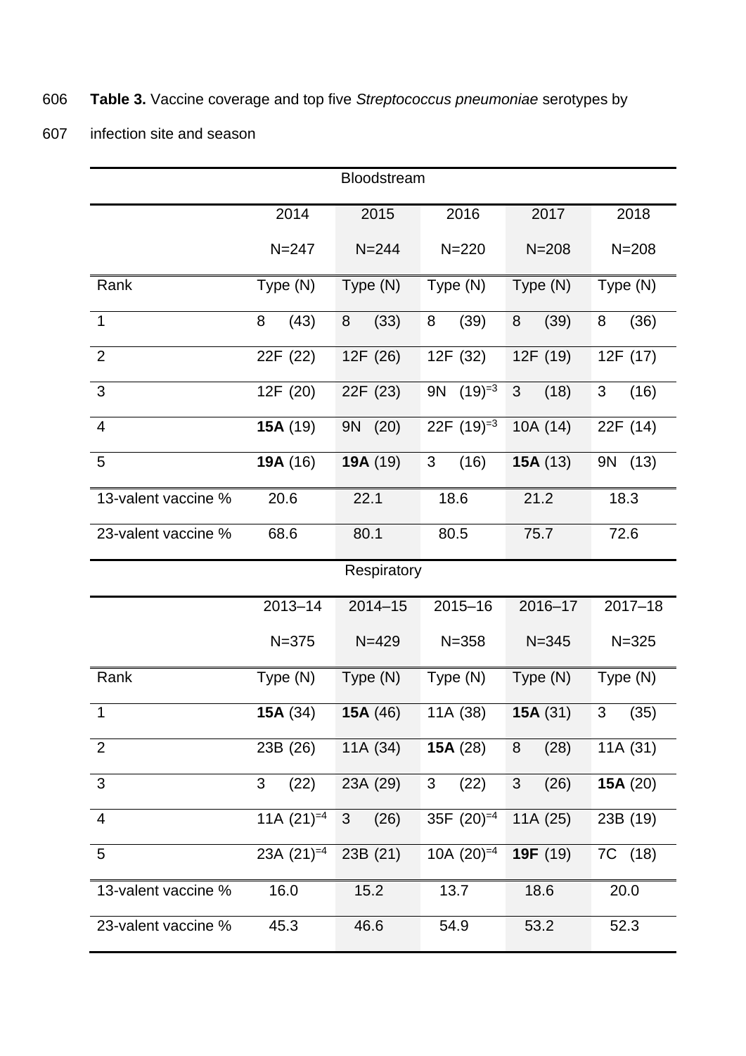**Table 3.** Vaccine coverage and top five *Streptococcus pneumoniae* serotypes by infection site and season

| Bloodstream | | | | | |
|---|---|---|---|---|---|
| | 2014 N=247 | 2015 N=244 | 2016 N=220 | 2017 N=208 | 2018 N=208 |
| Rank | Type (N) | Type (N) | Type (N) | Type (N) | Type (N) |
| 1 | 8 (43) | 8 (33) | 8 (39) | 8 (39) | 8 (36) |
| 2 | 22F (22) | 12F (26) | 12F (32) | 12F (19) | 12F (17) |
| 3 | 12F (20) | 22F (23) | 9N (19)$^{=3}$ | 3 (18) | 3 (16) |
| 4 | **15A** (19) | 9N (20) | 22F (19)$^{=3}$ | 10A (14) | 22F (14) |
| 5 | **19A** (16) | **19A** (19) | 3 (16) | **15A** (13) | 9N (13) |
| 13-valent vaccine % | 20.6 | 22.1 | 18.6 | 21.2 | 18.3 |
| 23-valent vaccine % | 68.6 | 80.1 | 80.5 | 75.7 | 72.6 |
| **Respiratory** | | | | | |
| | 2013–14 N=375 | 2014–15 N=429 | 2015–16 N=358 | 2016–17 N=345 | 2017–18 N=325 |
| Rank | Type (N) | Type (N) | Type (N) | Type (N) | Type (N) |
| 1 | **15A** (34) | **15A** (46) | 11A (38) | **15A** (31) | 3 (35) |
| 2 | 23B (26) | 11A (34) | **15A** (28) | 8 (28) | 11A (31) |
| 3 | 3 (22) | 23A (29) | 3 (22) | 3 (26) | **15A** (20) |
| 4 | 11A (21)$^{=4}$ | 3 (26) | 35F (20)$^{=4}$ | 11A (25) | 23B (19) |
| 5 | 23A (21)$^{=4}$ | 23B (21) | 10A (20)$^{=4}$ | **19F** (19) | 7C (18) |
| 13-valent vaccine % | 16.0 | 15.2 | 13.7 | 18.6 | 20.0 |
| 23-valent vaccine % | 45.3 | 46.6 | 54.9 | 53.2 | 52.3 |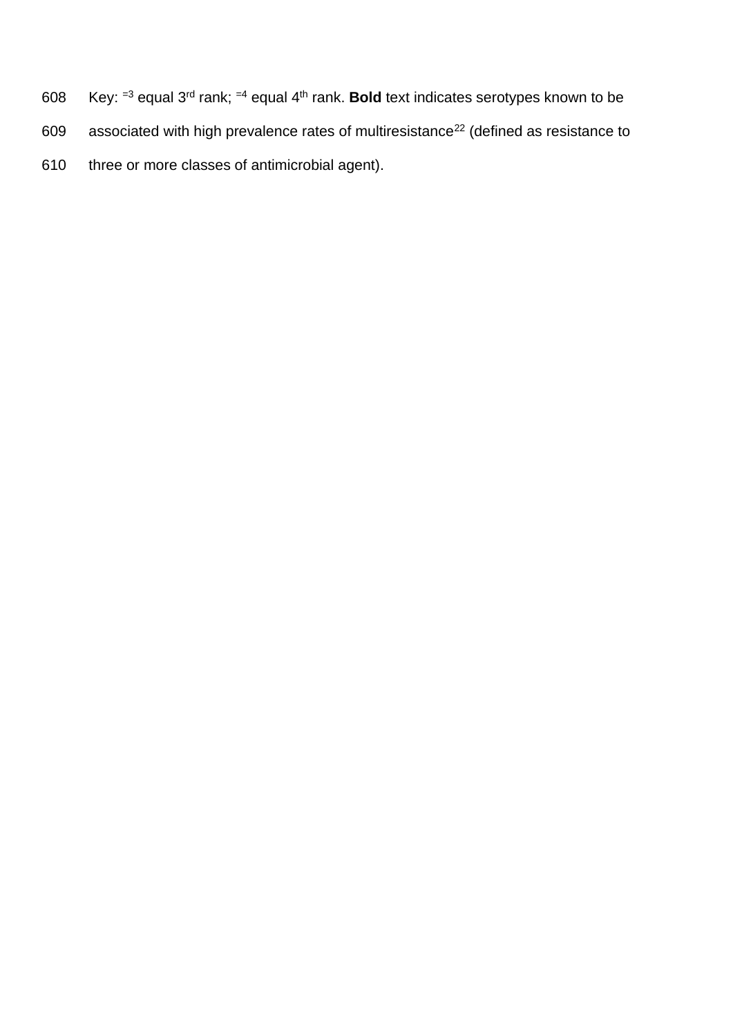Key: =3 equal 3rd rank; =4 equal 4th rank. **Bold** text indicates serotypes known to be associated with high prevalence rates of multiresistance[22] (defined as resistance to three or more classes of antimicrobial agent).